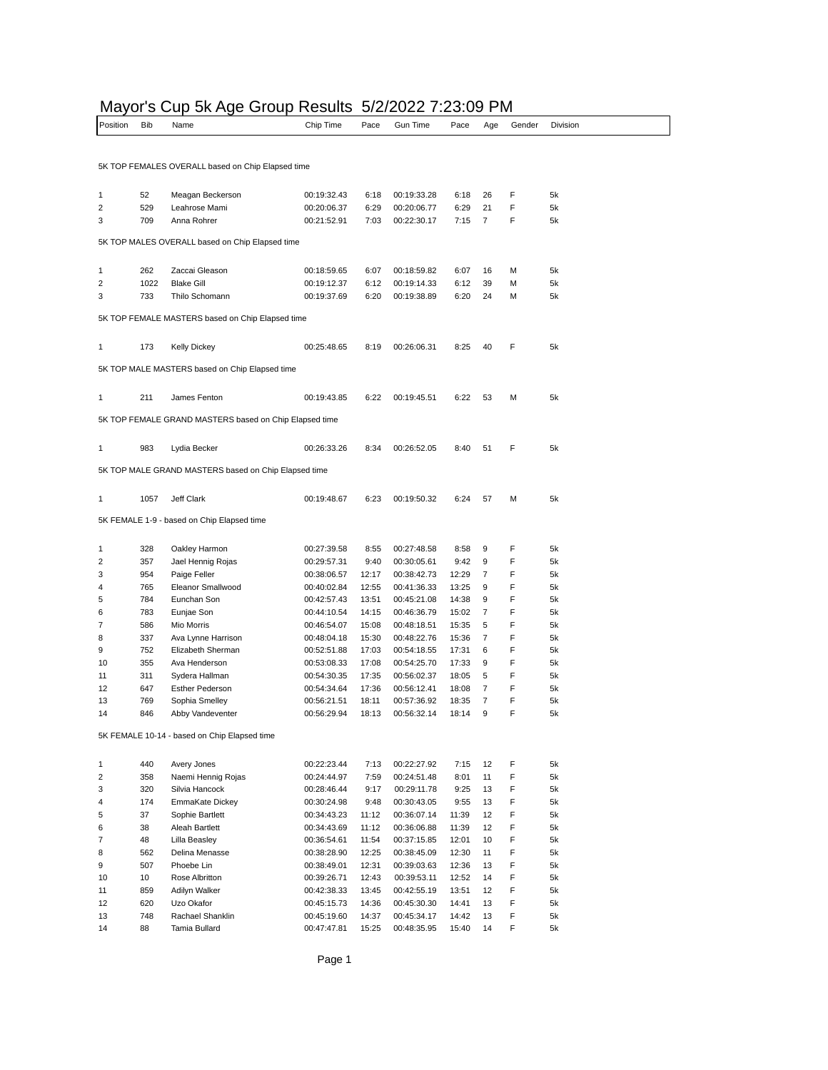# Mayor's Cup 5k Age Group Results 5/2/2022 7:23:09 PM

| Position | Bib | Name | Chip Time | Pace | Gun Time | Pace | Age | Gender | Division |
|---|---|---|---|---|---|---|---|---|---|

5K TOP FEMALES OVERALL based on Chip Elapsed time

| Position | Bib | Name | Chip Time | Pace | Gun Time | Pace | Age | Gender | Division |
|---|---|---|---|---|---|---|---|---|---|
| 1 | 52 | Meagan Beckerson | 00:19:32.43 | 6:18 | 00:19:33.28 | 6:18 | 26 | F | 5k |
| 2 | 529 | Leahrose Mami | 00:20:06.37 | 6:29 | 00:20:06.77 | 6:29 | 21 | F | 5k |
| 3 | 709 | Anna Rohrer | 00:21:52.91 | 7:03 | 00:22:30.17 | 7:15 | 7 | F | 5k |

5K TOP MALES OVERALL based on Chip Elapsed time

| Position | Bib | Name | Chip Time | Pace | Gun Time | Pace | Age | Gender | Division |
|---|---|---|---|---|---|---|---|---|---|
| 1 | 262 | Zaccai Gleason | 00:18:59.65 | 6:07 | 00:18:59.82 | 6:07 | 16 | M | 5k |
| 2 | 1022 | Blake Gill | 00:19:12.37 | 6:12 | 00:19:14.33 | 6:12 | 39 | M | 5k |
| 3 | 733 | Thilo Schomann | 00:19:37.69 | 6:20 | 00:19:38.89 | 6:20 | 24 | M | 5k |

5K TOP FEMALE MASTERS based on Chip Elapsed time

| Position | Bib | Name | Chip Time | Pace | Gun Time | Pace | Age | Gender | Division |
|---|---|---|---|---|---|---|---|---|---|
| 1 | 173 | Kelly Dickey | 00:25:48.65 | 8:19 | 00:26:06.31 | 8:25 | 40 | F | 5k |

5K TOP MALE MASTERS based on Chip Elapsed time

| Position | Bib | Name | Chip Time | Pace | Gun Time | Pace | Age | Gender | Division |
|---|---|---|---|---|---|---|---|---|---|
| 1 | 211 | James Fenton | 00:19:43.85 | 6:22 | 00:19:45.51 | 6:22 | 53 | M | 5k |

5K TOP FEMALE GRAND MASTERS based on Chip Elapsed time

| Position | Bib | Name | Chip Time | Pace | Gun Time | Pace | Age | Gender | Division |
|---|---|---|---|---|---|---|---|---|---|
| 1 | 983 | Lydia Becker | 00:26:33.26 | 8:34 | 00:26:52.05 | 8:40 | 51 | F | 5k |

5K TOP MALE GRAND MASTERS based on Chip Elapsed time

| Position | Bib | Name | Chip Time | Pace | Gun Time | Pace | Age | Gender | Division |
|---|---|---|---|---|---|---|---|---|---|
| 1 | 1057 | Jeff Clark | 00:19:48.67 | 6:23 | 00:19:50.32 | 6:24 | 57 | M | 5k |

5K FEMALE 1-9 - based on Chip Elapsed time

| Position | Bib | Name | Chip Time | Pace | Gun Time | Pace | Age | Gender | Division |
|---|---|---|---|---|---|---|---|---|---|
| 1 | 328 | Oakley Harmon | 00:27:39.58 | 8:55 | 00:27:48.58 | 8:58 | 9 | F | 5k |
| 2 | 357 | Jael Hennig Rojas | 00:29:57.31 | 9:40 | 00:30:05.61 | 9:42 | 9 | F | 5k |
| 3 | 954 | Paige Feller | 00:38:06.57 | 12:17 | 00:38:42.73 | 12:29 | 7 | F | 5k |
| 4 | 765 | Eleanor Smallwood | 00:40:02.84 | 12:55 | 00:41:36.33 | 13:25 | 9 | F | 5k |
| 5 | 784 | Eunchan Son | 00:42:57.43 | 13:51 | 00:45:21.08 | 14:38 | 9 | F | 5k |
| 6 | 783 | Eunjae Son | 00:44:10.54 | 14:15 | 00:46:36.79 | 15:02 | 7 | F | 5k |
| 7 | 586 | Mio Morris | 00:46:54.07 | 15:08 | 00:48:18.51 | 15:35 | 5 | F | 5k |
| 8 | 337 | Ava Lynne Harrison | 00:48:04.18 | 15:30 | 00:48:22.76 | 15:36 | 7 | F | 5k |
| 9 | 752 | Elizabeth Sherman | 00:52:51.88 | 17:03 | 00:54:18.55 | 17:31 | 6 | F | 5k |
| 10 | 355 | Ava Henderson | 00:53:08.33 | 17:08 | 00:54:25.70 | 17:33 | 9 | F | 5k |
| 11 | 311 | Sydera Hallman | 00:54:30.35 | 17:35 | 00:56:02.37 | 18:05 | 5 | F | 5k |
| 12 | 647 | Esther Pederson | 00:54:34.64 | 17:36 | 00:56:12.41 | 18:08 | 7 | F | 5k |
| 13 | 769 | Sophia Smelley | 00:56:21.51 | 18:11 | 00:57:36.92 | 18:35 | 7 | F | 5k |
| 14 | 846 | Abby Vandeventer | 00:56:29.94 | 18:13 | 00:56:32.14 | 18:14 | 9 | F | 5k |

5K FEMALE 10-14 - based on Chip Elapsed time

| Position | Bib | Name | Chip Time | Pace | Gun Time | Pace | Age | Gender | Division |
|---|---|---|---|---|---|---|---|---|---|
| 1 | 440 | Avery Jones | 00:22:23.44 | 7:13 | 00:22:27.92 | 7:15 | 12 | F | 5k |
| 2 | 358 | Naemi Hennig Rojas | 00:24:44.97 | 7:59 | 00:24:51.48 | 8:01 | 11 | F | 5k |
| 3 | 320 | Silvia Hancock | 00:28:46.44 | 9:17 | 00:29:11.78 | 9:25 | 13 | F | 5k |
| 4 | 174 | EmmaKate Dickey | 00:30:24.98 | 9:48 | 00:30:43.05 | 9:55 | 13 | F | 5k |
| 5 | 37 | Sophie Bartlett | 00:34:43.23 | 11:12 | 00:36:07.14 | 11:39 | 12 | F | 5k |
| 6 | 38 | Aleah Bartlett | 00:34:43.69 | 11:12 | 00:36:06.88 | 11:39 | 12 | F | 5k |
| 7 | 48 | Lilla Beasley | 00:36:54.61 | 11:54 | 00:37:15.85 | 12:01 | 10 | F | 5k |
| 8 | 562 | Delina Menasse | 00:38:28.90 | 12:25 | 00:38:45.09 | 12:30 | 11 | F | 5k |
| 9 | 507 | Phoebe Lin | 00:38:49.01 | 12:31 | 00:39:03.63 | 12:36 | 13 | F | 5k |
| 10 | 10 | Rose Albritton | 00:39:26.71 | 12:43 | 00:39:53.11 | 12:52 | 14 | F | 5k |
| 11 | 859 | Adilyn Walker | 00:42:38.33 | 13:45 | 00:42:55.19 | 13:51 | 12 | F | 5k |
| 12 | 620 | Uzo Okafor | 00:45:15.73 | 14:36 | 00:45:30.30 | 14:41 | 13 | F | 5k |
| 13 | 748 | Rachael Shanklin | 00:45:19.60 | 14:37 | 00:45:34.17 | 14:42 | 13 | F | 5k |
| 14 | 88 | Tamia Bullard | 00:47:47.81 | 15:25 | 00:48:35.95 | 15:40 | 14 | F | 5k |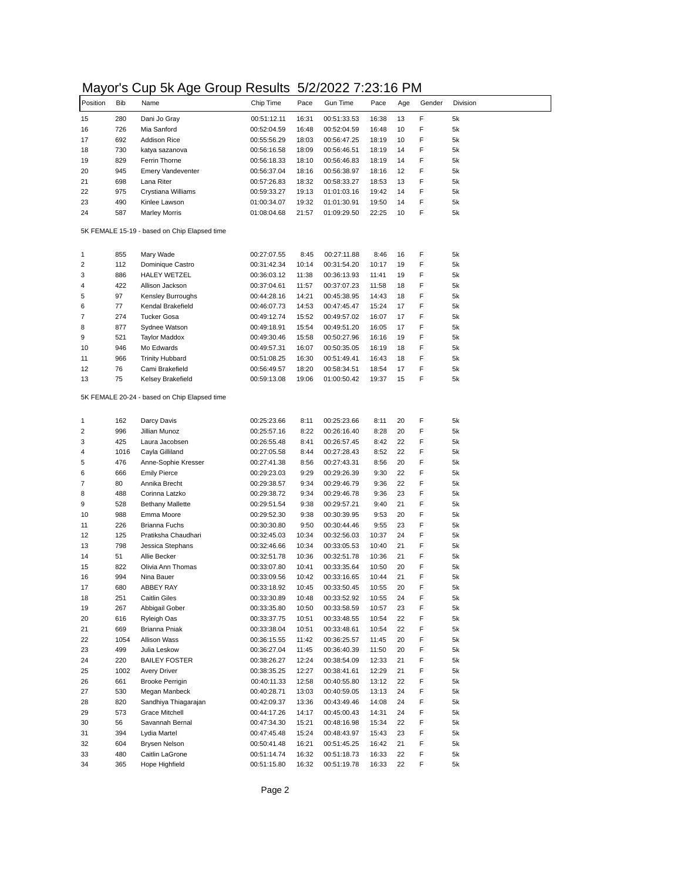# Mayor's Cup 5k Age Group Results 5/2/2022 7:23:16 PM

| Position | Bib | Name | Chip Time | Pace | Gun Time | Pace | Age | Gender | Division |
|---|---|---|---|---|---|---|---|---|---|
| 15 | 280 | Dani Jo Gray | 00:51:12.11 | 16:31 | 00:51:33.53 | 16:38 | 13 | F | 5k |
| 16 | 726 | Mia Sanford | 00:52:04.59 | 16:48 | 00:52:04.59 | 16:48 | 10 | F | 5k |
| 17 | 692 | Addison Rice | 00:55:56.29 | 18:03 | 00:56:47.25 | 18:19 | 10 | F | 5k |
| 18 | 730 | katya sazanova | 00:56:16.58 | 18:09 | 00:56:46.51 | 18:19 | 14 | F | 5k |
| 19 | 829 | Ferrin Thorne | 00:56:18.33 | 18:10 | 00:56:46.83 | 18:19 | 14 | F | 5k |
| 20 | 945 | Emery Vandeventer | 00:56:37.04 | 18:16 | 00:56:38.97 | 18:16 | 12 | F | 5k |
| 21 | 698 | Lana Riter | 00:57:26.83 | 18:32 | 00:58:33.27 | 18:53 | 13 | F | 5k |
| 22 | 975 | Crystiana Williams | 00:59:33.27 | 19:13 | 01:01:03.16 | 19:42 | 14 | F | 5k |
| 23 | 490 | Kinlee Lawson | 01:00:34.07 | 19:32 | 01:01:30.91 | 19:50 | 14 | F | 5k |
| 24 | 587 | Marley Morris | 01:08:04.68 | 21:57 | 01:09:29.50 | 22:25 | 10 | F | 5k |

5K FEMALE 15-19 - based on Chip Elapsed time

| Position | Bib | Name | Chip Time | Pace | Gun Time | Pace | Age | Gender | Division |
|---|---|---|---|---|---|---|---|---|---|
| 1 | 855 | Mary Wade | 00:27:07.55 | 8:45 | 00:27:11.88 | 8:46 | 16 | F | 5k |
| 2 | 112 | Dominique Castro | 00:31:42.34 | 10:14 | 00:31:54.20 | 10:17 | 19 | F | 5k |
| 3 | 886 | HALEY WETZEL | 00:36:03.12 | 11:38 | 00:36:13.93 | 11:41 | 19 | F | 5k |
| 4 | 422 | Allison Jackson | 00:37:04.61 | 11:57 | 00:37:07.23 | 11:58 | 18 | F | 5k |
| 5 | 97 | Kensley Burroughs | 00:44:28.16 | 14:21 | 00:45:38.95 | 14:43 | 18 | F | 5k |
| 6 | 77 | Kendal Brakefield | 00:46:07.73 | 14:53 | 00:47:45.47 | 15:24 | 17 | F | 5k |
| 7 | 274 | Tucker Gosa | 00:49:12.74 | 15:52 | 00:49:57.02 | 16:07 | 17 | F | 5k |
| 8 | 877 | Sydnee Watson | 00:49:18.91 | 15:54 | 00:49:51.20 | 16:05 | 17 | F | 5k |
| 9 | 521 | Taylor Maddox | 00:49:30.46 | 15:58 | 00:50:27.96 | 16:16 | 19 | F | 5k |
| 10 | 946 | Mo Edwards | 00:49:57.31 | 16:07 | 00:50:35.05 | 16:19 | 18 | F | 5k |
| 11 | 966 | Trinity Hubbard | 00:51:08.25 | 16:30 | 00:51:49.41 | 16:43 | 18 | F | 5k |
| 12 | 76 | Cami Brakefield | 00:56:49.57 | 18:20 | 00:58:34.51 | 18:54 | 17 | F | 5k |
| 13 | 75 | Kelsey Brakefield | 00:59:13.08 | 19:06 | 01:00:50.42 | 19:37 | 15 | F | 5k |

5K FEMALE 20-24 - based on Chip Elapsed time

| Position | Bib | Name | Chip Time | Pace | Gun Time | Pace | Age | Gender | Division |
|---|---|---|---|---|---|---|---|---|---|
| 1 | 162 | Darcy Davis | 00:25:23.66 | 8:11 | 00:25:23.66 | 8:11 | 20 | F | 5k |
| 2 | 996 | Jillian Munoz | 00:25:57.16 | 8:22 | 00:26:16.40 | 8:28 | 20 | F | 5k |
| 3 | 425 | Laura Jacobsen | 00:26:55.48 | 8:41 | 00:26:57.45 | 8:42 | 22 | F | 5k |
| 4 | 1016 | Cayla Gilliland | 00:27:05.58 | 8:44 | 00:27:28.43 | 8:52 | 22 | F | 5k |
| 5 | 476 | Anne-Sophie Kresser | 00:27:41.38 | 8:56 | 00:27:43.31 | 8:56 | 20 | F | 5k |
| 6 | 666 | Emily Pierce | 00:29:23.03 | 9:29 | 00:29:26.39 | 9:30 | 22 | F | 5k |
| 7 | 80 | Annika Brecht | 00:29:38.57 | 9:34 | 00:29:46.79 | 9:36 | 22 | F | 5k |
| 8 | 488 | Corinna Latzko | 00:29:38.72 | 9:34 | 00:29:46.78 | 9:36 | 23 | F | 5k |
| 9 | 528 | Bethany Mallette | 00:29:51.54 | 9:38 | 00:29:57.21 | 9:40 | 21 | F | 5k |
| 10 | 988 | Emma Moore | 00:29:52.30 | 9:38 | 00:30:39.95 | 9:53 | 20 | F | 5k |
| 11 | 226 | Brianna Fuchs | 00:30:30.80 | 9:50 | 00:30:44.46 | 9:55 | 23 | F | 5k |
| 12 | 125 | Pratiksha Chaudhari | 00:32:45.03 | 10:34 | 00:32:56.03 | 10:37 | 24 | F | 5k |
| 13 | 798 | Jessica Stephans | 00:32:46.66 | 10:34 | 00:33:05.53 | 10:40 | 21 | F | 5k |
| 14 | 51 | Allie Becker | 00:32:51.78 | 10:36 | 00:32:51.78 | 10:36 | 21 | F | 5k |
| 15 | 822 | Olivia Ann Thomas | 00:33:07.80 | 10:41 | 00:33:35.64 | 10:50 | 20 | F | 5k |
| 16 | 994 | Nina Bauer | 00:33:09.56 | 10:42 | 00:33:16.65 | 10:44 | 21 | F | 5k |
| 17 | 680 | ABBEY RAY | 00:33:18.92 | 10:45 | 00:33:50.45 | 10:55 | 20 | F | 5k |
| 18 | 251 | Caitlin Giles | 00:33:30.89 | 10:48 | 00:33:52.92 | 10:55 | 24 | F | 5k |
| 19 | 267 | Abbigail Gober | 00:33:35.80 | 10:50 | 00:33:58.59 | 10:57 | 23 | F | 5k |
| 20 | 616 | Ryleigh Oas | 00:33:37.75 | 10:51 | 00:33:48.55 | 10:54 | 22 | F | 5k |
| 21 | 669 | Brianna Pniak | 00:33:38.04 | 10:51 | 00:33:48.61 | 10:54 | 22 | F | 5k |
| 22 | 1054 | Allison Wass | 00:36:15.55 | 11:42 | 00:36:25.57 | 11:45 | 20 | F | 5k |
| 23 | 499 | Julia Leskow | 00:36:27.04 | 11:45 | 00:36:40.39 | 11:50 | 20 | F | 5k |
| 24 | 220 | BAILEY FOSTER | 00:38:26.27 | 12:24 | 00:38:54.09 | 12:33 | 21 | F | 5k |
| 25 | 1002 | Avery Driver | 00:38:35.25 | 12:27 | 00:38:41.61 | 12:29 | 21 | F | 5k |
| 26 | 661 | Brooke Perrigin | 00:40:11.33 | 12:58 | 00:40:55.80 | 13:12 | 22 | F | 5k |
| 27 | 530 | Megan Manbeck | 00:40:28.71 | 13:03 | 00:40:59.05 | 13:13 | 24 | F | 5k |
| 28 | 820 | Sandhiya Thiagarajan | 00:42:09.37 | 13:36 | 00:43:49.46 | 14:08 | 24 | F | 5k |
| 29 | 573 | Grace Mitchell | 00:44:17.26 | 14:17 | 00:45:00.43 | 14:31 | 24 | F | 5k |
| 30 | 56 | Savannah Bernal | 00:47:34.30 | 15:21 | 00:48:16.98 | 15:34 | 22 | F | 5k |
| 31 | 394 | Lydia Martel | 00:47:45.48 | 15:24 | 00:48:43.97 | 15:43 | 23 | F | 5k |
| 32 | 604 | Brysen Nelson | 00:50:41.48 | 16:21 | 00:51:45.25 | 16:42 | 21 | F | 5k |
| 33 | 480 | Caitlin LaGrone | 00:51:14.74 | 16:32 | 00:51:18.73 | 16:33 | 22 | F | 5k |
| 34 | 365 | Hope Highfield | 00:51:15.80 | 16:32 | 00:51:19.78 | 16:33 | 22 | F | 5k |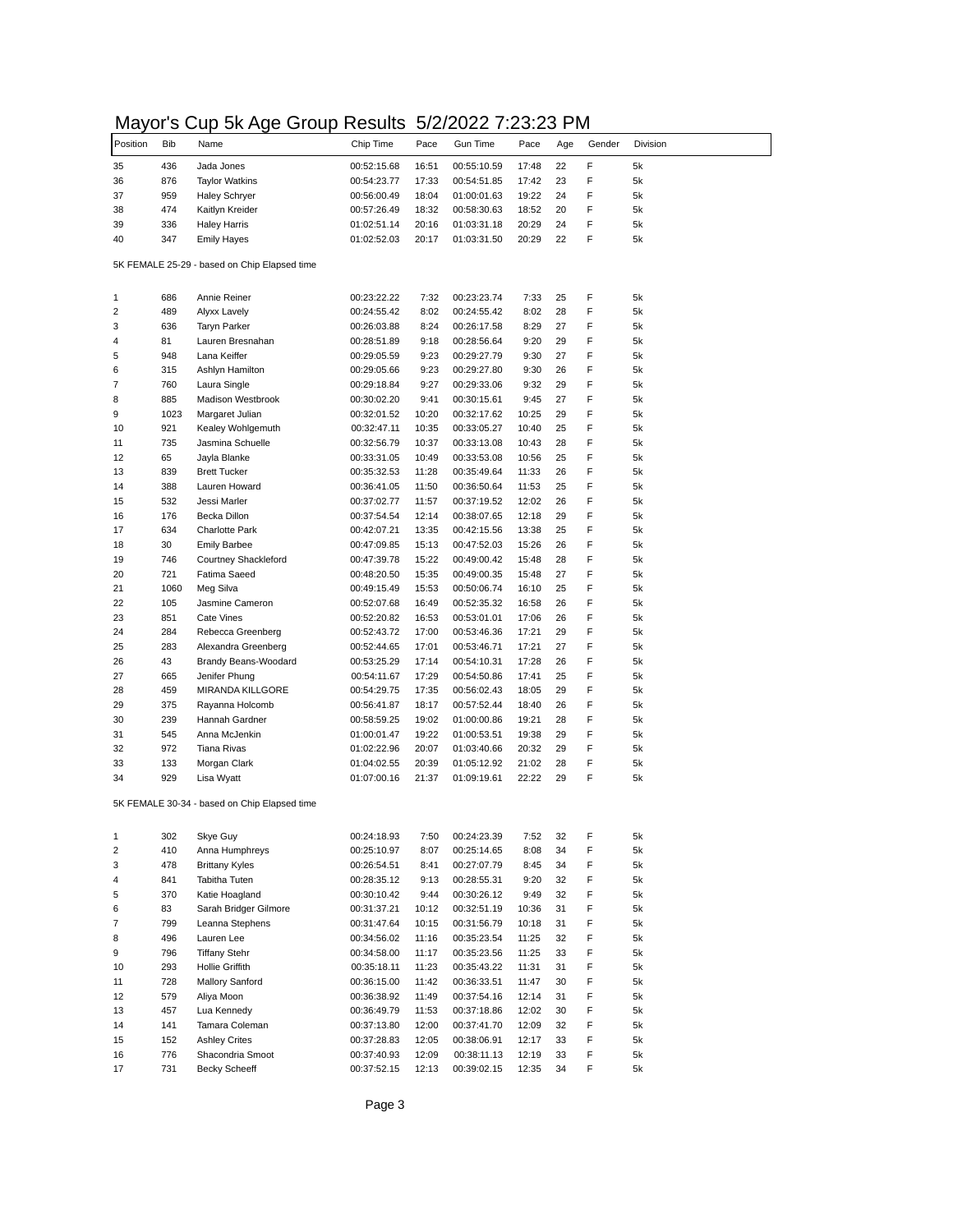# Mayor's Cup 5k Age Group Results  5/2/2022 7:23:23 PM

| Position | Bib | Name | Chip Time | Pace | Gun Time | Pace | Age | Gender | Division |
|---|---|---|---|---|---|---|---|---|---|
| 35 | 436 | Jada Jones | 00:52:15.68 | 16:51 | 00:55:10.59 | 17:48 | 22 | F | 5k |
| 36 | 876 | Taylor Watkins | 00:54:23.77 | 17:33 | 00:54:51.85 | 17:42 | 23 | F | 5k |
| 37 | 959 | Haley Schryer | 00:56:00.49 | 18:04 | 01:00:01.63 | 19:22 | 24 | F | 5k |
| 38 | 474 | Kaitlyn Kreider | 00:57:26.49 | 18:32 | 00:58:30.63 | 18:52 | 20 | F | 5k |
| 39 | 336 | Haley Harris | 01:02:51.14 | 20:16 | 01:03:31.18 | 20:29 | 24 | F | 5k |
| 40 | 347 | Emily Hayes | 01:02:52.03 | 20:17 | 01:03:31.50 | 20:29 | 22 | F | 5k |

5K FEMALE 25-29 - based on Chip Elapsed time

| Position | Bib | Name | Chip Time | Pace | Gun Time | Pace | Age | Gender | Division |
|---|---|---|---|---|---|---|---|---|---|
| 1 | 686 | Annie Reiner | 00:23:22.22 | 7:32 | 00:23:23.74 | 7:33 | 25 | F | 5k |
| 2 | 489 | Alyxx Lavely | 00:24:55.42 | 8:02 | 00:24:55.42 | 8:02 | 28 | F | 5k |
| 3 | 636 | Taryn Parker | 00:26:03.88 | 8:24 | 00:26:17.58 | 8:29 | 27 | F | 5k |
| 4 | 81 | Lauren Bresnahan | 00:28:51.89 | 9:18 | 00:28:56.64 | 9:20 | 29 | F | 5k |
| 5 | 948 | Lana Keiffer | 00:29:05.59 | 9:23 | 00:29:27.79 | 9:30 | 27 | F | 5k |
| 6 | 315 | Ashlyn Hamilton | 00:29:05.66 | 9:23 | 00:29:27.80 | 9:30 | 26 | F | 5k |
| 7 | 760 | Laura Single | 00:29:18.84 | 9:27 | 00:29:33.06 | 9:32 | 29 | F | 5k |
| 8 | 885 | Madison Westbrook | 00:30:02.20 | 9:41 | 00:30:15.61 | 9:45 | 27 | F | 5k |
| 9 | 1023 | Margaret Julian | 00:32:01.52 | 10:20 | 00:32:17.62 | 10:25 | 29 | F | 5k |
| 10 | 921 | Kealey Wohlgemuth | 00:32:47.11 | 10:35 | 00:33:05.27 | 10:40 | 25 | F | 5k |
| 11 | 735 | Jasmina Schuelle | 00:32:56.79 | 10:37 | 00:33:13.08 | 10:43 | 28 | F | 5k |
| 12 | 65 | Jayla Blanke | 00:33:31.05 | 10:49 | 00:33:53.08 | 10:56 | 25 | F | 5k |
| 13 | 839 | Brett Tucker | 00:35:32.53 | 11:28 | 00:35:49.64 | 11:33 | 26 | F | 5k |
| 14 | 388 | Lauren Howard | 00:36:41.05 | 11:50 | 00:36:50.64 | 11:53 | 25 | F | 5k |
| 15 | 532 | Jessi Marler | 00:37:02.77 | 11:57 | 00:37:19.52 | 12:02 | 26 | F | 5k |
| 16 | 176 | Becka Dillon | 00:37:54.54 | 12:14 | 00:38:07.65 | 12:18 | 29 | F | 5k |
| 17 | 634 | Charlotte Park | 00:42:07.21 | 13:35 | 00:42:15.56 | 13:38 | 25 | F | 5k |
| 18 | 30 | Emily Barbee | 00:47:09.85 | 15:13 | 00:47:52.03 | 15:26 | 26 | F | 5k |
| 19 | 746 | Courtney Shackleford | 00:47:39.78 | 15:22 | 00:49:00.42 | 15:48 | 28 | F | 5k |
| 20 | 721 | Fatima Saeed | 00:48:20.50 | 15:35 | 00:49:00.35 | 15:48 | 27 | F | 5k |
| 21 | 1060 | Meg Silva | 00:49:15.49 | 15:53 | 00:50:06.74 | 16:10 | 25 | F | 5k |
| 22 | 105 | Jasmine Cameron | 00:52:07.68 | 16:49 | 00:52:35.32 | 16:58 | 26 | F | 5k |
| 23 | 851 | Cate Vines | 00:52:20.82 | 16:53 | 00:53:01.01 | 17:06 | 26 | F | 5k |
| 24 | 284 | Rebecca Greenberg | 00:52:43.72 | 17:00 | 00:53:46.36 | 17:21 | 29 | F | 5k |
| 25 | 283 | Alexandra Greenberg | 00:52:44.65 | 17:01 | 00:53:46.71 | 17:21 | 27 | F | 5k |
| 26 | 43 | Brandy Beans-Woodard | 00:53:25.29 | 17:14 | 00:54:10.31 | 17:28 | 26 | F | 5k |
| 27 | 665 | Jenifer Phung | 00:54:11.67 | 17:29 | 00:54:50.86 | 17:41 | 25 | F | 5k |
| 28 | 459 | MIRANDA KILLGORE | 00:54:29.75 | 17:35 | 00:56:02.43 | 18:05 | 29 | F | 5k |
| 29 | 375 | Rayanna Holcomb | 00:56:41.87 | 18:17 | 00:57:52.44 | 18:40 | 26 | F | 5k |
| 30 | 239 | Hannah Gardner | 00:58:59.25 | 19:02 | 01:00:00.86 | 19:21 | 28 | F | 5k |
| 31 | 545 | Anna McJenkin | 01:00:01.47 | 19:22 | 01:00:53.51 | 19:38 | 29 | F | 5k |
| 32 | 972 | Tiana Rivas | 01:02:22.96 | 20:07 | 01:03:40.66 | 20:32 | 29 | F | 5k |
| 33 | 133 | Morgan Clark | 01:04:02.55 | 20:39 | 01:05:12.92 | 21:02 | 28 | F | 5k |
| 34 | 929 | Lisa Wyatt | 01:07:00.16 | 21:37 | 01:09:19.61 | 22:22 | 29 | F | 5k |

5K FEMALE 30-34 - based on Chip Elapsed time

| Position | Bib | Name | Chip Time | Pace | Gun Time | Pace | Age | Gender | Division |
|---|---|---|---|---|---|---|---|---|---|
| 1 | 302 | Skye Guy | 00:24:18.93 | 7:50 | 00:24:23.39 | 7:52 | 32 | F | 5k |
| 2 | 410 | Anna Humphreys | 00:25:10.97 | 8:07 | 00:25:14.65 | 8:08 | 34 | F | 5k |
| 3 | 478 | Brittany Kyles | 00:26:54.51 | 8:41 | 00:27:07.79 | 8:45 | 34 | F | 5k |
| 4 | 841 | Tabitha Tuten | 00:28:35.12 | 9:13 | 00:28:55.31 | 9:20 | 32 | F | 5k |
| 5 | 370 | Katie Hoagland | 00:30:10.42 | 9:44 | 00:30:26.12 | 9:49 | 32 | F | 5k |
| 6 | 83 | Sarah Bridger Gilmore | 00:31:37.21 | 10:12 | 00:32:51.19 | 10:36 | 31 | F | 5k |
| 7 | 799 | Leanna Stephens | 00:31:47.64 | 10:15 | 00:31:56.79 | 10:18 | 31 | F | 5k |
| 8 | 496 | Lauren Lee | 00:34:56.02 | 11:16 | 00:35:23.54 | 11:25 | 32 | F | 5k |
| 9 | 796 | Tiffany Stehr | 00:34:58.00 | 11:17 | 00:35:23.56 | 11:25 | 33 | F | 5k |
| 10 | 293 | Hollie Griffith | 00:35:18.11 | 11:23 | 00:35:43.22 | 11:31 | 31 | F | 5k |
| 11 | 728 | Mallory Sanford | 00:36:15.00 | 11:42 | 00:36:33.51 | 11:47 | 30 | F | 5k |
| 12 | 579 | Aliya Moon | 00:36:38.92 | 11:49 | 00:37:54.16 | 12:14 | 31 | F | 5k |
| 13 | 457 | Lua Kennedy | 00:36:49.79 | 11:53 | 00:37:18.86 | 12:02 | 30 | F | 5k |
| 14 | 141 | Tamara Coleman | 00:37:13.80 | 12:00 | 00:37:41.70 | 12:09 | 32 | F | 5k |
| 15 | 152 | Ashley Crites | 00:37:28.83 | 12:05 | 00:38:06.91 | 12:17 | 33 | F | 5k |
| 16 | 776 | Shacondria Smoot | 00:37:40.93 | 12:09 | 00:38:11.13 | 12:19 | 33 | F | 5k |
| 17 | 731 | Becky Scheeff | 00:37:52.15 | 12:13 | 00:39:02.15 | 12:35 | 34 | F | 5k |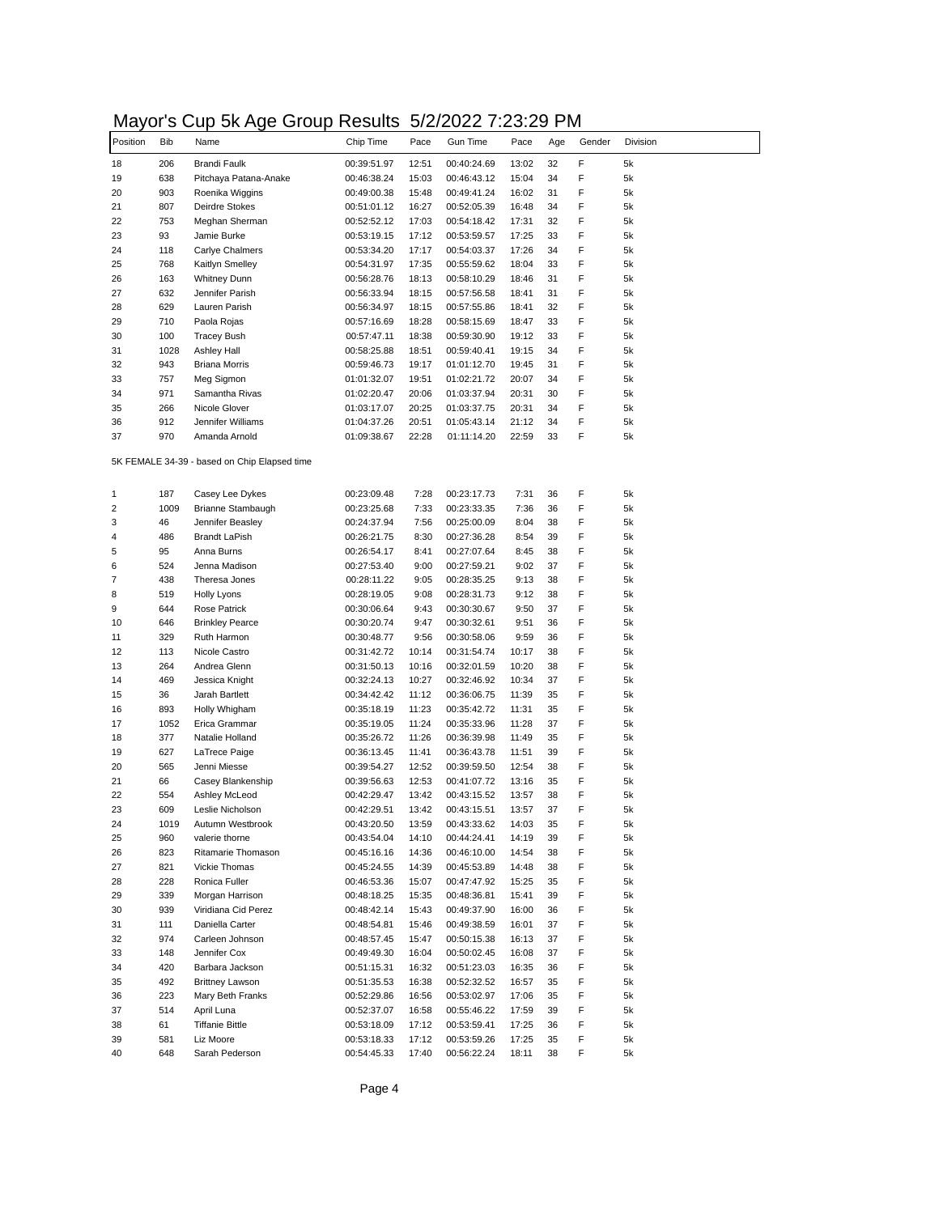# Mayor's Cup 5k Age Group Results 5/2/2022 7:23:29 PM

| Position | Bib | Name | Chip Time | Pace | Gun Time | Pace | Age | Gender | Division |
|---|---|---|---|---|---|---|---|---|---|
| 18 | 206 | Brandi Faulk | 00:39:51.97 | 12:51 | 00:40:24.69 | 13:02 | 32 | F | 5k |
| 19 | 638 | Pitchaya Patana-Anake | 00:46:38.24 | 15:03 | 00:46:43.12 | 15:04 | 34 | F | 5k |
| 20 | 903 | Roenika Wiggins | 00:49:00.38 | 15:48 | 00:49:41.24 | 16:02 | 31 | F | 5k |
| 21 | 807 | Deirdre Stokes | 00:51:01.12 | 16:27 | 00:52:05.39 | 16:48 | 34 | F | 5k |
| 22 | 753 | Meghan Sherman | 00:52:52.12 | 17:03 | 00:54:18.42 | 17:31 | 32 | F | 5k |
| 23 | 93 | Jamie Burke | 00:53:19.15 | 17:12 | 00:53:59.57 | 17:25 | 33 | F | 5k |
| 24 | 118 | Carlye Chalmers | 00:53:34.20 | 17:17 | 00:54:03.37 | 17:26 | 34 | F | 5k |
| 25 | 768 | Kaitlyn Smelley | 00:54:31.97 | 17:35 | 00:55:59.62 | 18:04 | 33 | F | 5k |
| 26 | 163 | Whitney Dunn | 00:56:28.76 | 18:13 | 00:58:10.29 | 18:46 | 31 | F | 5k |
| 27 | 632 | Jennifer Parish | 00:56:33.94 | 18:15 | 00:57:56.58 | 18:41 | 31 | F | 5k |
| 28 | 629 | Lauren Parish | 00:56:34.97 | 18:15 | 00:57:55.86 | 18:41 | 32 | F | 5k |
| 29 | 710 | Paola Rojas | 00:57:16.69 | 18:28 | 00:58:15.69 | 18:47 | 33 | F | 5k |
| 30 | 100 | Tracey Bush | 00:57:47.11 | 18:38 | 00:59:30.90 | 19:12 | 33 | F | 5k |
| 31 | 1028 | Ashley Hall | 00:58:25.88 | 18:51 | 00:59:40.41 | 19:15 | 34 | F | 5k |
| 32 | 943 | Briana Morris | 00:59:46.73 | 19:17 | 01:01:12.70 | 19:45 | 31 | F | 5k |
| 33 | 757 | Meg Sigmon | 01:01:32.07 | 19:51 | 01:02:21.72 | 20:07 | 34 | F | 5k |
| 34 | 971 | Samantha Rivas | 01:02:20.47 | 20:06 | 01:03:37.94 | 20:31 | 30 | F | 5k |
| 35 | 266 | Nicole Glover | 01:03:17.07 | 20:25 | 01:03:37.75 | 20:31 | 34 | F | 5k |
| 36 | 912 | Jennifer Williams | 01:04:37.26 | 20:51 | 01:05:43.14 | 21:12 | 34 | F | 5k |
| 37 | 970 | Amanda Arnold | 01:09:38.67 | 22:28 | 01:11:14.20 | 22:59 | 33 | F | 5k |

5K FEMALE 34-39 - based on Chip Elapsed time

| Position | Bib | Name | Chip Time | Pace | Gun Time | Pace | Age | Gender | Division |
|---|---|---|---|---|---|---|---|---|---|
| 1 | 187 | Casey Lee Dykes | 00:23:09.48 | 7:28 | 00:23:17.73 | 7:31 | 36 | F | 5k |
| 2 | 1009 | Brianne Stambaugh | 00:23:25.68 | 7:33 | 00:23:33.35 | 7:36 | 36 | F | 5k |
| 3 | 46 | Jennifer Beasley | 00:24:37.94 | 7:56 | 00:25:00.09 | 8:04 | 38 | F | 5k |
| 4 | 486 | Brandt LaPish | 00:26:21.75 | 8:30 | 00:27:36.28 | 8:54 | 39 | F | 5k |
| 5 | 95 | Anna Burns | 00:26:54.17 | 8:41 | 00:27:07.64 | 8:45 | 38 | F | 5k |
| 6 | 524 | Jenna Madison | 00:27:53.40 | 9:00 | 00:27:59.21 | 9:02 | 37 | F | 5k |
| 7 | 438 | Theresa Jones | 00:28:11.22 | 9:05 | 00:28:35.25 | 9:13 | 38 | F | 5k |
| 8 | 519 | Holly Lyons | 00:28:19.05 | 9:08 | 00:28:31.73 | 9:12 | 38 | F | 5k |
| 9 | 644 | Rose Patrick | 00:30:06.64 | 9:43 | 00:30:30.67 | 9:50 | 37 | F | 5k |
| 10 | 646 | Brinkley Pearce | 00:30:20.74 | 9:47 | 00:30:32.61 | 9:51 | 36 | F | 5k |
| 11 | 329 | Ruth Harmon | 00:30:48.77 | 9:56 | 00:30:58.06 | 9:59 | 36 | F | 5k |
| 12 | 113 | Nicole Castro | 00:31:42.72 | 10:14 | 00:31:54.74 | 10:17 | 38 | F | 5k |
| 13 | 264 | Andrea Glenn | 00:31:50.13 | 10:16 | 00:32:01.59 | 10:20 | 38 | F | 5k |
| 14 | 469 | Jessica Knight | 00:32:24.13 | 10:27 | 00:32:46.92 | 10:34 | 37 | F | 5k |
| 15 | 36 | Jarah Bartlett | 00:34:42.42 | 11:12 | 00:36:06.75 | 11:39 | 35 | F | 5k |
| 16 | 893 | Holly Whigham | 00:35:18.19 | 11:23 | 00:35:42.72 | 11:31 | 35 | F | 5k |
| 17 | 1052 | Erica Grammar | 00:35:19.05 | 11:24 | 00:35:33.96 | 11:28 | 37 | F | 5k |
| 18 | 377 | Natalie Holland | 00:35:26.72 | 11:26 | 00:36:39.98 | 11:49 | 35 | F | 5k |
| 19 | 627 | LaTrece Paige | 00:36:13.45 | 11:41 | 00:36:43.78 | 11:51 | 39 | F | 5k |
| 20 | 565 | Jenni Miesse | 00:39:54.27 | 12:52 | 00:39:59.50 | 12:54 | 38 | F | 5k |
| 21 | 66 | Casey Blankenship | 00:39:56.63 | 12:53 | 00:41:07.72 | 13:16 | 35 | F | 5k |
| 22 | 554 | Ashley McLeod | 00:42:29.47 | 13:42 | 00:43:15.52 | 13:57 | 38 | F | 5k |
| 23 | 609 | Leslie Nicholson | 00:42:29.51 | 13:42 | 00:43:15.51 | 13:57 | 37 | F | 5k |
| 24 | 1019 | Autumn Westbrook | 00:43:20.50 | 13:59 | 00:43:33.62 | 14:03 | 35 | F | 5k |
| 25 | 960 | valerie thorne | 00:43:54.04 | 14:10 | 00:44:24.41 | 14:19 | 39 | F | 5k |
| 26 | 823 | Ritamarie Thomason | 00:45:16.16 | 14:36 | 00:46:10.00 | 14:54 | 38 | F | 5k |
| 27 | 821 | Vickie Thomas | 00:45:24.55 | 14:39 | 00:45:53.89 | 14:48 | 38 | F | 5k |
| 28 | 228 | Ronica Fuller | 00:46:53.36 | 15:07 | 00:47:47.92 | 15:25 | 35 | F | 5k |
| 29 | 339 | Morgan Harrison | 00:48:18.25 | 15:35 | 00:48:36.81 | 15:41 | 39 | F | 5k |
| 30 | 939 | Viridiana Cid Perez | 00:48:42.14 | 15:43 | 00:49:37.90 | 16:00 | 36 | F | 5k |
| 31 | 111 | Daniella Carter | 00:48:54.81 | 15:46 | 00:49:38.59 | 16:01 | 37 | F | 5k |
| 32 | 974 | Carleen Johnson | 00:48:57.45 | 15:47 | 00:50:15.38 | 16:13 | 37 | F | 5k |
| 33 | 148 | Jennifer Cox | 00:49:49.30 | 16:04 | 00:50:02.45 | 16:08 | 37 | F | 5k |
| 34 | 420 | Barbara Jackson | 00:51:15.31 | 16:32 | 00:51:23.03 | 16:35 | 36 | F | 5k |
| 35 | 492 | Brittney Lawson | 00:51:35.53 | 16:38 | 00:52:32.52 | 16:57 | 35 | F | 5k |
| 36 | 223 | Mary Beth Franks | 00:52:29.86 | 16:56 | 00:53:02.97 | 17:06 | 35 | F | 5k |
| 37 | 514 | April Luna | 00:52:37.07 | 16:58 | 00:55:46.22 | 17:59 | 39 | F | 5k |
| 38 | 61 | Tiffanie Bittle | 00:53:18.09 | 17:12 | 00:53:59.41 | 17:25 | 36 | F | 5k |
| 39 | 581 | Liz Moore | 00:53:18.33 | 17:12 | 00:53:59.26 | 17:25 | 35 | F | 5k |
| 40 | 648 | Sarah Pederson | 00:54:45.33 | 17:40 | 00:56:22.24 | 18:11 | 38 | F | 5k |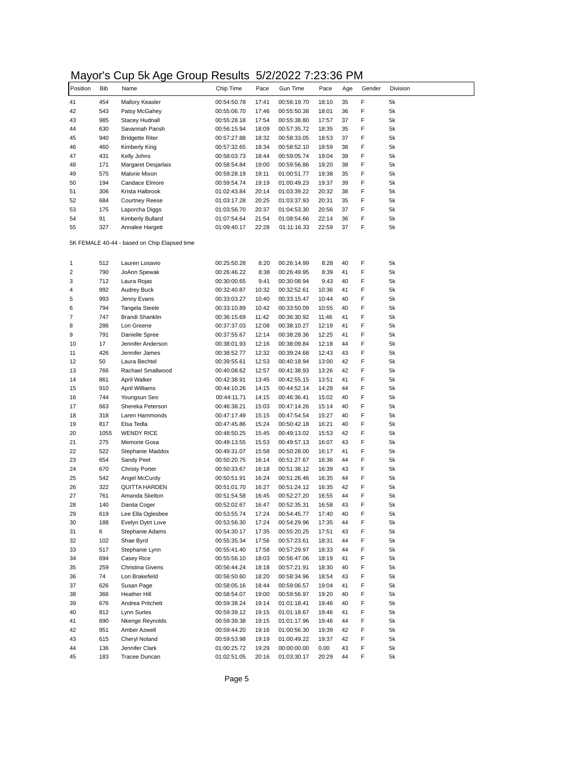# Mayor's Cup 5k Age Group Results 5/2/2022 7:23:36 PM

| Position | Bib | Name | Chip Time | Pace | Gun Time | Pace | Age | Gender | Division |
|---|---|---|---|---|---|---|---|---|---|
| 41 | 454 | Mallory Keasler | 00:54:50.78 | 17:41 | 00:56:19.70 | 18:10 | 35 | F | 5k |
| 42 | 543 | Patsy McGahey | 00:55:06.70 | 17:46 | 00:55:50.38 | 18:01 | 36 | F | 5k |
| 43 | 985 | Stacey Hudnall | 00:55:28.18 | 17:54 | 00:55:38.80 | 17:57 | 37 | F | 5k |
| 44 | 630 | Savannah Parish | 00:56:15.94 | 18:09 | 00:57:35.72 | 18:35 | 35 | F | 5k |
| 45 | 940 | Bridgette Riter | 00:57:27.88 | 18:32 | 00:58:33.05 | 18:53 | 37 | F | 5k |
| 46 | 460 | Kimberly King | 00:57:32.65 | 18:34 | 00:58:52.10 | 18:59 | 38 | F | 5k |
| 47 | 431 | Kelly Johns | 00:58:03.73 | 18:44 | 00:59:05.74 | 19:04 | 39 | F | 5k |
| 48 | 171 | Margaret Desjarlais | 00:58:54.84 | 19:00 | 00:59:56.86 | 19:20 | 38 | F | 5k |
| 49 | 575 | Malorie Mixon | 00:59:28.19 | 19:11 | 01:00:51.77 | 19:38 | 35 | F | 5k |
| 50 | 194 | Candace Elmore | 00:59:54.74 | 19:19 | 01:00:49.23 | 19:37 | 39 | F | 5k |
| 51 | 306 | Krista Halbrook | 01:02:43.84 | 20:14 | 01:03:39.22 | 20:32 | 38 | F | 5k |
| 52 | 684 | Courtney Reese | 01:03:17.28 | 20:25 | 01:03:37.93 | 20:31 | 35 | F | 5k |
| 53 | 175 | Laporcha Diggs | 01:03:56.70 | 20:37 | 01:04:53.30 | 20:56 | 37 | F | 5k |
| 54 | 91 | Kimberly Bullard | 01:07:54.64 | 21:54 | 01:08:54.66 | 22:14 | 36 | F | 5k |
| 55 | 327 | Annalee Hargett | 01:09:40.17 | 22:28 | 01:11:16.33 | 22:59 | 37 | F | 5k |

5K FEMALE 40-44 - based on Chip Elapsed time

| Position | Bib | Name | Chip Time | Pace | Gun Time | Pace | Age | Gender | Division |
|---|---|---|---|---|---|---|---|---|---|
| 1 | 512 | Lauren Losavio | 00:25:50.28 | 8:20 | 00:26:14.99 | 8:28 | 40 | F | 5k |
| 2 | 790 | JoAnn Spewak | 00:26:46.22 | 8:38 | 00:26:49.95 | 8:39 | 41 | F | 5k |
| 3 | 712 | Laura Rojas | 00:30:00.65 | 9:41 | 00:30:08.94 | 9:43 | 40 | F | 5k |
| 4 | 992 | Audrey Buck | 00:32:40.87 | 10:32 | 00:32:52.61 | 10:36 | 41 | F | 5k |
| 5 | 993 | Jenny Evans | 00:33:03.27 | 10:40 | 00:33:15.47 | 10:44 | 40 | F | 5k |
| 6 | 794 | Tangela Steele | 00:33:10.89 | 10:42 | 00:33:50.09 | 10:55 | 40 | F | 5k |
| 7 | 747 | Brandi Shanklin | 00:36:15.69 | 11:42 | 00:36:30.92 | 11:46 | 41 | F | 5k |
| 8 | 286 | Lori Greene | 00:37:37.03 | 12:08 | 00:38:10.27 | 12:19 | 41 | F | 5k |
| 9 | 791 | Danielle Spree | 00:37:55.67 | 12:14 | 00:38:28.36 | 12:25 | 41 | F | 5k |
| 10 | 17 | Jennifer Anderson | 00:38:01.93 | 12:16 | 00:38:09.84 | 12:18 | 44 | F | 5k |
| 11 | 426 | Jennifer James | 00:38:52.77 | 12:32 | 00:39:24.68 | 12:43 | 43 | F | 5k |
| 12 | 50 | Laura Bechtel | 00:39:55.61 | 12:53 | 00:40:18.94 | 13:00 | 42 | F | 5k |
| 13 | 766 | Rachael Smallwood | 00:40:08.62 | 12:57 | 00:41:38.93 | 13:26 | 42 | F | 5k |
| 14 | 861 | April Walker | 00:42:38.91 | 13:45 | 00:42:55.15 | 13:51 | 41 | F | 5k |
| 15 | 910 | April Williams | 00:44:10.26 | 14:15 | 00:44:52.14 | 14:28 | 44 | F | 5k |
| 16 | 744 | Youngsun Seo | 00:44:11.71 | 14:15 | 00:46:36.41 | 15:02 | 40 | F | 5k |
| 17 | 663 | Shereka Peterson | 00:46:38.21 | 15:03 | 00:47:14.26 | 15:14 | 40 | F | 5k |
| 18 | 318 | Laren Hammonds | 00:47:17.49 | 15:15 | 00:47:54.54 | 15:27 | 40 | F | 5k |
| 19 | 817 | Elsa Tedla | 00:47:45.86 | 15:24 | 00:50:42.18 | 16:21 | 40 | F | 5k |
| 20 | 1055 | WENDY RICE | 00:48:50.25 | 15:45 | 00:49:13.02 | 15:53 | 42 | F | 5k |
| 21 | 275 | Memorie Gosa | 00:49:13.55 | 15:53 | 00:49:57.13 | 16:07 | 43 | F | 5k |
| 22 | 522 | Stephanie Maddox | 00:49:31.07 | 15:58 | 00:50:28.00 | 16:17 | 41 | F | 5k |
| 23 | 654 | Sandy Peel | 00:50:20.75 | 16:14 | 00:51:27.67 | 16:36 | 44 | F | 5k |
| 24 | 670 | Christy Porter | 00:50:33.67 | 16:18 | 00:51:38.12 | 16:39 | 43 | F | 5k |
| 25 | 542 | Angel McCurdy | 00:50:51.91 | 16:24 | 00:51:26.46 | 16:35 | 44 | F | 5k |
| 26 | 322 | QUITTA HARDEN | 00:51:01.70 | 16:27 | 00:51:24.12 | 16:35 | 42 | F | 5k |
| 27 | 761 | Amanda Skelton | 00:51:54.58 | 16:45 | 00:52:27.20 | 16:55 | 44 | F | 5k |
| 28 | 140 | Danita Coger | 00:52:02.67 | 16:47 | 00:52:35.31 | 16:58 | 43 | F | 5k |
| 29 | 619 | Lee Ella Oglesbee | 00:53:55.74 | 17:24 | 00:54:45.77 | 17:40 | 40 | F | 5k |
| 30 | 188 | Evelyn Dytrt Love | 00:53:56.30 | 17:24 | 00:54:29.96 | 17:35 | 44 | F | 5k |
| 31 | 6 | Stephanie Adams | 00:54:30.17 | 17:35 | 00:55:20.25 | 17:51 | 43 | F | 5k |
| 32 | 102 | Shae Byrd | 00:55:35.34 | 17:56 | 00:57:23.61 | 18:31 | 44 | F | 5k |
| 33 | 517 | Stephanie Lynn | 00:55:41.40 | 17:58 | 00:57:29.97 | 18:33 | 44 | F | 5k |
| 34 | 694 | Casey Rice | 00:55:56.10 | 18:03 | 00:56:47.06 | 18:19 | 41 | F | 5k |
| 35 | 259 | Christina Givens | 00:56:44.24 | 18:18 | 00:57:21.91 | 18:30 | 40 | F | 5k |
| 36 | 74 | Lori Brakefield | 00:56:50.60 | 18:20 | 00:58:34.96 | 18:54 | 43 | F | 5k |
| 37 | 626 | Susan Page | 00:58:05.16 | 18:44 | 00:59:06.57 | 19:04 | 41 | F | 5k |
| 38 | 366 | Heather Hill | 00:58:54.07 | 19:00 | 00:59:56.97 | 19:20 | 40 | F | 5k |
| 39 | 676 | Andrea Pritchett | 00:59:38.24 | 19:14 | 01:01:18.41 | 19:46 | 40 | F | 5k |
| 40 | 812 | Lynn Surles | 00:59:39.12 | 19:15 | 01:01:18.67 | 19:46 | 41 | F | 5k |
| 41 | 690 | Nkenge Reynolds | 00:59:39.38 | 19:15 | 01:01:17.96 | 19:46 | 44 | F | 5k |
| 42 | 951 | Amber Azwell | 00:59:44.20 | 19:16 | 01:00:56.30 | 19:39 | 42 | F | 5k |
| 43 | 615 | Cheryl Noland | 00:59:53.98 | 19:19 | 01:00:49.22 | 19:37 | 42 | F | 5k |
| 44 | 136 | Jennifer Clark | 01:00:25.72 | 19:29 | 00:00:00.00 | 0.00 | 43 | F | 5k |
| 45 | 183 | Tracee Duncan | 01:02:51.05 | 20:16 | 01:03:30.17 | 20:29 | 44 | F | 5k |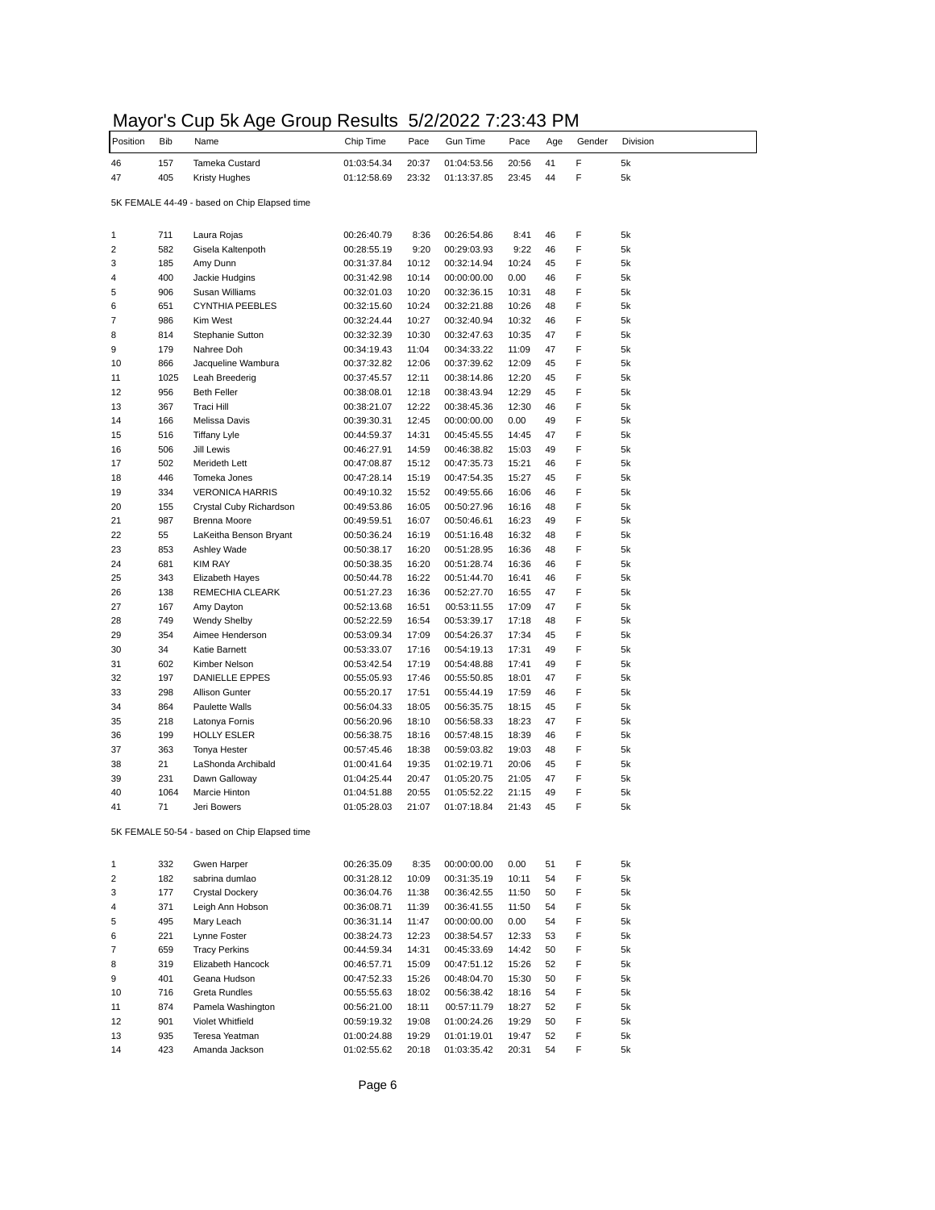# Mayor's Cup 5k Age Group Results 5/2/2022 7:23:43 PM

| Position | Bib | Name | Chip Time | Pace | Gun Time | Pace | Age | Gender | Division |
|---|---|---|---|---|---|---|---|---|---|
| 46 | 157 | Tameka Custard | 01:03:54.34 | 20:37 | 01:04:53.56 | 20:56 | 41 | F | 5k |
| 47 | 405 | Kristy Hughes | 01:12:58.69 | 23:32 | 01:13:37.85 | 23:45 | 44 | F | 5k |

5K FEMALE 44-49 - based on Chip Elapsed time

| Position | Bib | Name | Chip Time | Pace | Gun Time | Pace | Age | Gender | Division |
|---|---|---|---|---|---|---|---|---|---|
| 1 | 711 | Laura Rojas | 00:26:40.79 | 8:36 | 00:26:54.86 | 8:41 | 46 | F | 5k |
| 2 | 582 | Gisela Kaltenpoth | 00:28:55.19 | 9:20 | 00:29:03.93 | 9:22 | 46 | F | 5k |
| 3 | 185 | Amy Dunn | 00:31:37.84 | 10:12 | 00:32:14.94 | 10:24 | 45 | F | 5k |
| 4 | 400 | Jackie Hudgins | 00:31:42.98 | 10:14 | 00:00:00.00 | 0.00 | 46 | F | 5k |
| 5 | 906 | Susan Williams | 00:32:01.03 | 10:20 | 00:32:36.15 | 10:31 | 48 | F | 5k |
| 6 | 651 | CYNTHIA PEEBLES | 00:32:15.60 | 10:24 | 00:32:21.88 | 10:26 | 48 | F | 5k |
| 7 | 986 | Kim West | 00:32:24.44 | 10:27 | 00:32:40.94 | 10:32 | 46 | F | 5k |
| 8 | 814 | Stephanie Sutton | 00:32:32.39 | 10:30 | 00:32:47.63 | 10:35 | 47 | F | 5k |
| 9 | 179 | Nahree Doh | 00:34:19.43 | 11:04 | 00:34:33.22 | 11:09 | 47 | F | 5k |
| 10 | 866 | Jacqueline Wambura | 00:37:32.82 | 12:06 | 00:37:39.62 | 12:09 | 45 | F | 5k |
| 11 | 1025 | Leah Breederig | 00:37:45.57 | 12:11 | 00:38:14.86 | 12:20 | 45 | F | 5k |
| 12 | 956 | Beth Feller | 00:38:08.01 | 12:18 | 00:38:43.94 | 12:29 | 45 | F | 5k |
| 13 | 367 | Traci Hill | 00:38:21.07 | 12:22 | 00:38:45.36 | 12:30 | 46 | F | 5k |
| 14 | 166 | Melissa Davis | 00:39:30.31 | 12:45 | 00:00:00.00 | 0.00 | 49 | F | 5k |
| 15 | 516 | Tiffany Lyle | 00:44:59.37 | 14:31 | 00:45:45.55 | 14:45 | 47 | F | 5k |
| 16 | 506 | Jill Lewis | 00:46:27.91 | 14:59 | 00:46:38.82 | 15:03 | 49 | F | 5k |
| 17 | 502 | Merideth Lett | 00:47:08.87 | 15:12 | 00:47:35.73 | 15:21 | 46 | F | 5k |
| 18 | 446 | Tomeka Jones | 00:47:28.14 | 15:19 | 00:47:54.35 | 15:27 | 45 | F | 5k |
| 19 | 334 | VERONICA HARRIS | 00:49:10.32 | 15:52 | 00:49:55.66 | 16:06 | 46 | F | 5k |
| 20 | 155 | Crystal Cuby Richardson | 00:49:53.86 | 16:05 | 00:50:27.96 | 16:16 | 48 | F | 5k |
| 21 | 987 | Brenna Moore | 00:49:59.51 | 16:07 | 00:50:46.61 | 16:23 | 49 | F | 5k |
| 22 | 55 | LaKeitha Benson Bryant | 00:50:36.24 | 16:19 | 00:51:16.48 | 16:32 | 48 | F | 5k |
| 23 | 853 | Ashley Wade | 00:50:38.17 | 16:20 | 00:51:28.95 | 16:36 | 48 | F | 5k |
| 24 | 681 | KIM RAY | 00:50:38.35 | 16:20 | 00:51:28.74 | 16:36 | 46 | F | 5k |
| 25 | 343 | Elizabeth Hayes | 00:50:44.78 | 16:22 | 00:51:44.70 | 16:41 | 46 | F | 5k |
| 26 | 138 | REMECHIA CLEARK | 00:51:27.23 | 16:36 | 00:52:27.70 | 16:55 | 47 | F | 5k |
| 27 | 167 | Amy Dayton | 00:52:13.68 | 16:51 | 00:53:11.55 | 17:09 | 47 | F | 5k |
| 28 | 749 | Wendy Shelby | 00:52:22.59 | 16:54 | 00:53:39.17 | 17:18 | 48 | F | 5k |
| 29 | 354 | Aimee Henderson | 00:53:09.34 | 17:09 | 00:54:26.37 | 17:34 | 45 | F | 5k |
| 30 | 34 | Katie Barnett | 00:53:33.07 | 17:16 | 00:54:19.13 | 17:31 | 49 | F | 5k |
| 31 | 602 | Kimber Nelson | 00:53:42.54 | 17:19 | 00:54:48.88 | 17:41 | 49 | F | 5k |
| 32 | 197 | DANIELLE EPPES | 00:55:05.93 | 17:46 | 00:55:50.85 | 18:01 | 47 | F | 5k |
| 33 | 298 | Allison Gunter | 00:55:20.17 | 17:51 | 00:55:44.19 | 17:59 | 46 | F | 5k |
| 34 | 864 | Paulette Walls | 00:56:04.33 | 18:05 | 00:56:35.75 | 18:15 | 45 | F | 5k |
| 35 | 218 | Latonya Fornis | 00:56:20.96 | 18:10 | 00:56:58.33 | 18:23 | 47 | F | 5k |
| 36 | 199 | HOLLY ESLER | 00:56:38.75 | 18:16 | 00:57:48.15 | 18:39 | 46 | F | 5k |
| 37 | 363 | Tonya Hester | 00:57:45.46 | 18:38 | 00:59:03.82 | 19:03 | 48 | F | 5k |
| 38 | 21 | LaShonda Archibald | 01:00:41.64 | 19:35 | 01:02:19.71 | 20:06 | 45 | F | 5k |
| 39 | 231 | Dawn Galloway | 01:04:25.44 | 20:47 | 01:05:20.75 | 21:05 | 47 | F | 5k |
| 40 | 1064 | Marcie Hinton | 01:04:51.88 | 20:55 | 01:05:52.22 | 21:15 | 49 | F | 5k |
| 41 | 71 | Jeri Bowers | 01:05:28.03 | 21:07 | 01:07:18.84 | 21:43 | 45 | F | 5k |

5K FEMALE 50-54 - based on Chip Elapsed time

| Position | Bib | Name | Chip Time | Pace | Gun Time | Pace | Age | Gender | Division |
|---|---|---|---|---|---|---|---|---|---|
| 1 | 332 | Gwen Harper | 00:26:35.09 | 8:35 | 00:00:00.00 | 0.00 | 51 | F | 5k |
| 2 | 182 | sabrina dumlao | 00:31:28.12 | 10:09 | 00:31:35.19 | 10:11 | 54 | F | 5k |
| 3 | 177 | Crystal Dockery | 00:36:04.76 | 11:38 | 00:36:42.55 | 11:50 | 50 | F | 5k |
| 4 | 371 | Leigh Ann Hobson | 00:36:08.71 | 11:39 | 00:36:41.55 | 11:50 | 54 | F | 5k |
| 5 | 495 | Mary Leach | 00:36:31.14 | 11:47 | 00:00:00.00 | 0.00 | 54 | F | 5k |
| 6 | 221 | Lynne Foster | 00:38:24.73 | 12:23 | 00:38:54.57 | 12:33 | 53 | F | 5k |
| 7 | 659 | Tracy Perkins | 00:44:59.34 | 14:31 | 00:45:33.69 | 14:42 | 50 | F | 5k |
| 8 | 319 | Elizabeth Hancock | 00:46:57.71 | 15:09 | 00:47:51.12 | 15:26 | 52 | F | 5k |
| 9 | 401 | Geana Hudson | 00:47:52.33 | 15:26 | 00:48:04.70 | 15:30 | 50 | F | 5k |
| 10 | 716 | Greta Rundles | 00:55:55.63 | 18:02 | 00:56:38.42 | 18:16 | 54 | F | 5k |
| 11 | 874 | Pamela Washington | 00:56:21.00 | 18:11 | 00:57:11.79 | 18:27 | 52 | F | 5k |
| 12 | 901 | Violet Whitfield | 00:59:19.32 | 19:08 | 01:00:24.26 | 19:29 | 50 | F | 5k |
| 13 | 935 | Teresa Yeatman | 01:00:24.88 | 19:29 | 01:01:19.01 | 19:47 | 52 | F | 5k |
| 14 | 423 | Amanda Jackson | 01:02:55.62 | 20:18 | 01:03:35.42 | 20:31 | 54 | F | 5k |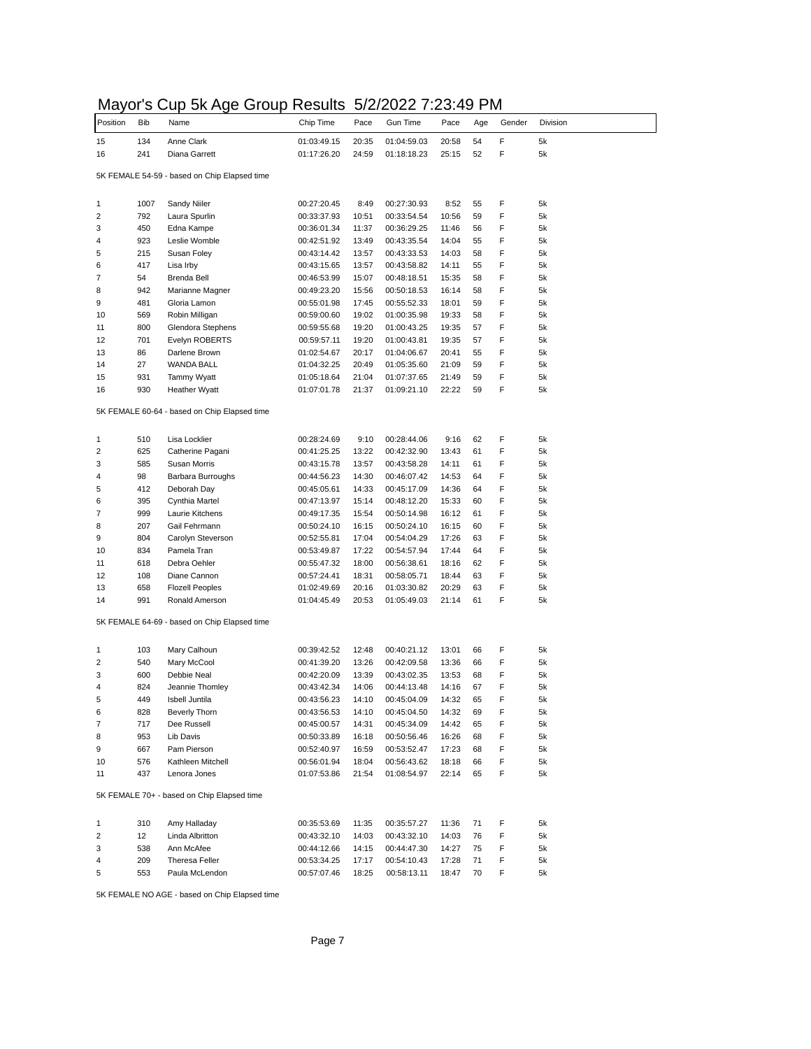# Mayor's Cup 5k Age Group Results 5/2/2022 7:23:49 PM

| Position | Bib | Name | Chip Time | Pace | Gun Time | Pace | Age | Gender | Division |
|---|---|---|---|---|---|---|---|---|---|
| 15 | 134 | Anne Clark | 01:03:49.15 | 20:35 | 01:04:59.03 | 20:58 | 54 | F | 5k |
| 16 | 241 | Diana Garrett | 01:17:26.20 | 24:59 | 01:18:18.23 | 25:15 | 52 | F | 5k |

5K FEMALE 54-59 - based on Chip Elapsed time

| Position | Bib | Name | Chip Time | Pace | Gun Time | Pace | Age | Gender | Division |
|---|---|---|---|---|---|---|---|---|---|
| 1 | 1007 | Sandy Niiler | 00:27:20.45 | 8:49 | 00:27:30.93 | 8:52 | 55 | F | 5k |
| 2 | 792 | Laura Spurlin | 00:33:37.93 | 10:51 | 00:33:54.54 | 10:56 | 59 | F | 5k |
| 3 | 450 | Edna Kampe | 00:36:01.34 | 11:37 | 00:36:29.25 | 11:46 | 56 | F | 5k |
| 4 | 923 | Leslie Womble | 00:42:51.92 | 13:49 | 00:43:35.54 | 14:04 | 55 | F | 5k |
| 5 | 215 | Susan Foley | 00:43:14.42 | 13:57 | 00:43:33.53 | 14:03 | 58 | F | 5k |
| 6 | 417 | Lisa Irby | 00:43:15.65 | 13:57 | 00:43:58.82 | 14:11 | 55 | F | 5k |
| 7 | 54 | Brenda Bell | 00:46:53.99 | 15:07 | 00:48:18.51 | 15:35 | 58 | F | 5k |
| 8 | 942 | Marianne Magner | 00:49:23.20 | 15:56 | 00:50:18.53 | 16:14 | 58 | F | 5k |
| 9 | 481 | Gloria Lamon | 00:55:01.98 | 17:45 | 00:55:52.33 | 18:01 | 59 | F | 5k |
| 10 | 569 | Robin Milligan | 00:59:00.60 | 19:02 | 01:00:35.98 | 19:33 | 58 | F | 5k |
| 11 | 800 | Glendora Stephens | 00:59:55.68 | 19:20 | 01:00:43.25 | 19:35 | 57 | F | 5k |
| 12 | 701 | Evelyn ROBERTS | 00:59:57.11 | 19:20 | 01:00:43.81 | 19:35 | 57 | F | 5k |
| 13 | 86 | Darlene Brown | 01:02:54.67 | 20:17 | 01:04:06.67 | 20:41 | 55 | F | 5k |
| 14 | 27 | WANDA BALL | 01:04:32.25 | 20:49 | 01:05:35.60 | 21:09 | 59 | F | 5k |
| 15 | 931 | Tammy Wyatt | 01:05:18.64 | 21:04 | 01:07:37.65 | 21:49 | 59 | F | 5k |
| 16 | 930 | Heather Wyatt | 01:07:01.78 | 21:37 | 01:09:21.10 | 22:22 | 59 | F | 5k |

5K FEMALE 60-64 - based on Chip Elapsed time

| Position | Bib | Name | Chip Time | Pace | Gun Time | Pace | Age | Gender | Division |
|---|---|---|---|---|---|---|---|---|---|
| 1 | 510 | Lisa Locklier | 00:28:24.69 | 9:10 | 00:28:44.06 | 9:16 | 62 | F | 5k |
| 2 | 625 | Catherine Pagani | 00:41:25.25 | 13:22 | 00:42:32.90 | 13:43 | 61 | F | 5k |
| 3 | 585 | Susan Morris | 00:43:15.78 | 13:57 | 00:43:58.28 | 14:11 | 61 | F | 5k |
| 4 | 98 | Barbara Burroughs | 00:44:56.23 | 14:30 | 00:46:07.42 | 14:53 | 64 | F | 5k |
| 5 | 412 | Deborah Day | 00:45:05.61 | 14:33 | 00:45:17.09 | 14:36 | 64 | F | 5k |
| 6 | 395 | Cynthia Martel | 00:47:13.97 | 15:14 | 00:48:12.20 | 15:33 | 60 | F | 5k |
| 7 | 999 | Laurie Kitchens | 00:49:17.35 | 15:54 | 00:50:14.98 | 16:12 | 61 | F | 5k |
| 8 | 207 | Gail Fehrmann | 00:50:24.10 | 16:15 | 00:50:24.10 | 16:15 | 60 | F | 5k |
| 9 | 804 | Carolyn Steverson | 00:52:55.81 | 17:04 | 00:54:04.29 | 17:26 | 63 | F | 5k |
| 10 | 834 | Pamela Tran | 00:53:49.87 | 17:22 | 00:54:57.94 | 17:44 | 64 | F | 5k |
| 11 | 618 | Debra Oehler | 00:55:47.32 | 18:00 | 00:56:38.61 | 18:16 | 62 | F | 5k |
| 12 | 108 | Diane Cannon | 00:57:24.41 | 18:31 | 00:58:05.71 | 18:44 | 63 | F | 5k |
| 13 | 658 | Flozell Peoples | 01:02:49.69 | 20:16 | 01:03:30.82 | 20:29 | 63 | F | 5k |
| 14 | 991 | Ronald Amerson | 01:04:45.49 | 20:53 | 01:05:49.03 | 21:14 | 61 | F | 5k |

5K FEMALE 64-69 - based on Chip Elapsed time

| Position | Bib | Name | Chip Time | Pace | Gun Time | Pace | Age | Gender | Division |
|---|---|---|---|---|---|---|---|---|---|
| 1 | 103 | Mary Calhoun | 00:39:42.52 | 12:48 | 00:40:21.12 | 13:01 | 66 | F | 5k |
| 2 | 540 | Mary McCool | 00:41:39.20 | 13:26 | 00:42:09.58 | 13:36 | 66 | F | 5k |
| 3 | 600 | Debbie Neal | 00:42:20.09 | 13:39 | 00:43:02.35 | 13:53 | 68 | F | 5k |
| 4 | 824 | Jeannie Thomley | 00:43:42.34 | 14:06 | 00:44:13.48 | 14:16 | 67 | F | 5k |
| 5 | 449 | Isbell Juntila | 00:43:56.23 | 14:10 | 00:45:04.09 | 14:32 | 65 | F | 5k |
| 6 | 828 | Beverly Thorn | 00:43:56.53 | 14:10 | 00:45:04.50 | 14:32 | 69 | F | 5k |
| 7 | 717 | Dee Russell | 00:45:00.57 | 14:31 | 00:45:34.09 | 14:42 | 65 | F | 5k |
| 8 | 953 | Lib Davis | 00:50:33.89 | 16:18 | 00:50:56.46 | 16:26 | 68 | F | 5k |
| 9 | 667 | Pam Pierson | 00:52:40.97 | 16:59 | 00:53:52.47 | 17:23 | 68 | F | 5k |
| 10 | 576 | Kathleen Mitchell | 00:56:01.94 | 18:04 | 00:56:43.62 | 18:18 | 66 | F | 5k |
| 11 | 437 | Lenora Jones | 01:07:53.86 | 21:54 | 01:08:54.97 | 22:14 | 65 | F | 5k |

5K FEMALE 70+ - based on Chip Elapsed time

| Position | Bib | Name | Chip Time | Pace | Gun Time | Pace | Age | Gender | Division |
|---|---|---|---|---|---|---|---|---|---|
| 1 | 310 | Amy Halladay | 00:35:53.69 | 11:35 | 00:35:57.27 | 11:36 | 71 | F | 5k |
| 2 | 12 | Linda Albritton | 00:43:32.10 | 14:03 | 00:43:32.10 | 14:03 | 76 | F | 5k |
| 3 | 538 | Ann McAfee | 00:44:12.66 | 14:15 | 00:44:47.30 | 14:27 | 75 | F | 5k |
| 4 | 209 | Theresa Feller | 00:53:34.25 | 17:17 | 00:54:10.43 | 17:28 | 71 | F | 5k |
| 5 | 553 | Paula McLendon | 00:57:07.46 | 18:25 | 00:58:13.11 | 18:47 | 70 | F | 5k |

5K FEMALE NO AGE - based on Chip Elapsed time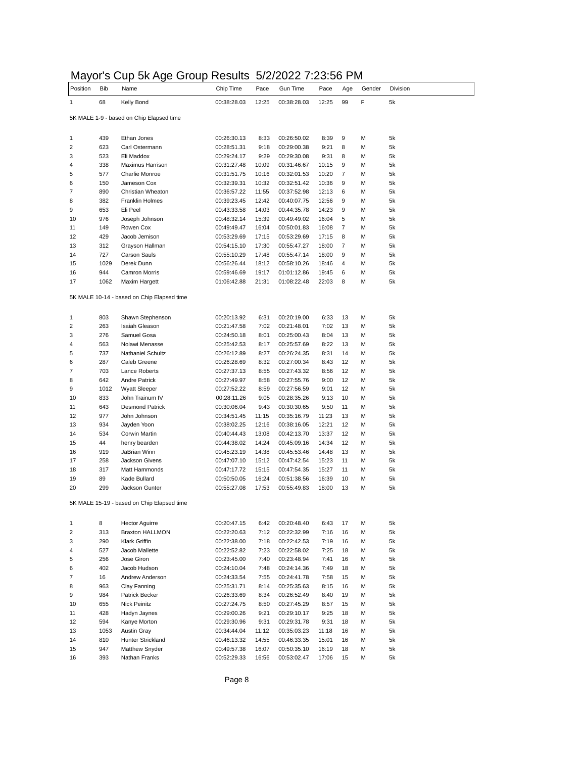# Mayor's Cup 5k Age Group Results 5/2/2022 7:23:56 PM

| Position | Bib | Name | Chip Time | Pace | Gun Time | Pace | Age | Gender | Division |
|---|---|---|---|---|---|---|---|---|---|
| 1 | 68 | Kelly Bond | 00:38:28.03 | 12:25 | 00:38:28.03 | 12:25 | 99 | F | 5k |

5K MALE 1-9 - based on Chip Elapsed time

| Position | Bib | Name | Chip Time | Pace | Gun Time | Pace | Age | Gender | Division |
|---|---|---|---|---|---|---|---|---|---|
| 1 | 439 | Ethan Jones | 00:26:30.13 | 8:33 | 00:26:50.02 | 8:39 | 9 | M | 5k |
| 2 | 623 | Carl Ostermann | 00:28:51.31 | 9:18 | 00:29:00.38 | 9:21 | 8 | M | 5k |
| 3 | 523 | Eli Maddox | 00:29:24.17 | 9:29 | 00:29:30.08 | 9:31 | 8 | M | 5k |
| 4 | 338 | Maximus Harrison | 00:31:27.48 | 10:09 | 00:31:46.67 | 10:15 | 9 | M | 5k |
| 5 | 577 | Charlie Monroe | 00:31:51.75 | 10:16 | 00:32:01.53 | 10:20 | 7 | M | 5k |
| 6 | 150 | Jameson Cox | 00:32:39.31 | 10:32 | 00:32:51.42 | 10:36 | 9 | M | 5k |
| 7 | 890 | Christian Wheaton | 00:36:57.22 | 11:55 | 00:37:52.98 | 12:13 | 6 | M | 5k |
| 8 | 382 | Franklin Holmes | 00:39:23.45 | 12:42 | 00:40:07.75 | 12:56 | 9 | M | 5k |
| 9 | 653 | Eli Peel | 00:43:33.58 | 14:03 | 00:44:35.78 | 14:23 | 9 | M | 5k |
| 10 | 976 | Joseph Johnson | 00:48:32.14 | 15:39 | 00:49:49.02 | 16:04 | 5 | M | 5k |
| 11 | 149 | Rowen Cox | 00:49:49.47 | 16:04 | 00:50:01.83 | 16:08 | 7 | M | 5k |
| 12 | 429 | Jacob Jemison | 00:53:29.69 | 17:15 | 00:53:29.69 | 17:15 | 8 | M | 5k |
| 13 | 312 | Grayson Hallman | 00:54:15.10 | 17:30 | 00:55:47.27 | 18:00 | 7 | M | 5k |
| 14 | 727 | Carson Sauls | 00:55:10.29 | 17:48 | 00:55:47.14 | 18:00 | 9 | M | 5k |
| 15 | 1029 | Derek Dunn | 00:56:26.44 | 18:12 | 00:58:10.26 | 18:46 | 4 | M | 5k |
| 16 | 944 | Camron Morris | 00:59:46.69 | 19:17 | 01:01:12.86 | 19:45 | 6 | M | 5k |
| 17 | 1062 | Maxim Hargett | 01:06:42.88 | 21:31 | 01:08:22.48 | 22:03 | 8 | M | 5k |

5K MALE 10-14 - based on Chip Elapsed time

| Position | Bib | Name | Chip Time | Pace | Gun Time | Pace | Age | Gender | Division |
|---|---|---|---|---|---|---|---|---|---|
| 1 | 803 | Shawn Stephenson | 00:20:13.92 | 6:31 | 00:20:19.00 | 6:33 | 13 | M | 5k |
| 2 | 263 | Isaiah Gleason | 00:21:47.58 | 7:02 | 00:21:48.01 | 7:02 | 13 | M | 5k |
| 3 | 276 | Samuel Gosa | 00:24:50.18 | 8:01 | 00:25:00.43 | 8:04 | 13 | M | 5k |
| 4 | 563 | Nolawi Menasse | 00:25:42.53 | 8:17 | 00:25:57.69 | 8:22 | 13 | M | 5k |
| 5 | 737 | Nathaniel Schultz | 00:26:12.89 | 8:27 | 00:26:24.35 | 8:31 | 14 | M | 5k |
| 6 | 287 | Caleb Greene | 00:26:28.69 | 8:32 | 00:27:00.34 | 8:43 | 12 | M | 5k |
| 7 | 703 | Lance Roberts | 00:27:37.13 | 8:55 | 00:27:43.32 | 8:56 | 12 | M | 5k |
| 8 | 642 | Andre Patrick | 00:27:49.97 | 8:58 | 00:27:55.76 | 9:00 | 12 | M | 5k |
| 9 | 1012 | Wyatt Sleeper | 00:27:52.22 | 8:59 | 00:27:56.59 | 9:01 | 12 | M | 5k |
| 10 | 833 | John Trainum IV | 00:28:11.26 | 9:05 | 00:28:35.26 | 9:13 | 10 | M | 5k |
| 11 | 643 | Desmond Patrick | 00:30:06.04 | 9:43 | 00:30:30.65 | 9:50 | 11 | M | 5k |
| 12 | 977 | John Johnson | 00:34:51.45 | 11:15 | 00:35:16.79 | 11:23 | 13 | M | 5k |
| 13 | 934 | Jayden Yoon | 00:38:02.25 | 12:16 | 00:38:16.05 | 12:21 | 12 | M | 5k |
| 14 | 534 | Corwin Martin | 00:40:44.43 | 13:08 | 00:42:13.70 | 13:37 | 12 | M | 5k |
| 15 | 44 | henry bearden | 00:44:38.02 | 14:24 | 00:45:09.16 | 14:34 | 12 | M | 5k |
| 16 | 919 | JaBrian Winn | 00:45:23.19 | 14:38 | 00:45:53.46 | 14:48 | 13 | M | 5k |
| 17 | 258 | Jackson Givens | 00:47:07.10 | 15:12 | 00:47:42.54 | 15:23 | 11 | M | 5k |
| 18 | 317 | Matt Hammonds | 00:47:17.72 | 15:15 | 00:47:54.35 | 15:27 | 11 | M | 5k |
| 19 | 89 | Kade Bullard | 00:50:50.05 | 16:24 | 00:51:38.56 | 16:39 | 10 | M | 5k |
| 20 | 299 | Jackson Gunter | 00:55:27.08 | 17:53 | 00:55:49.83 | 18:00 | 13 | M | 5k |

5K MALE 15-19 - based on Chip Elapsed time

| Position | Bib | Name | Chip Time | Pace | Gun Time | Pace | Age | Gender | Division |
|---|---|---|---|---|---|---|---|---|---|
| 1 | 8 | Hector Aguirre | 00:20:47.15 | 6:42 | 00:20:48.40 | 6:43 | 17 | M | 5k |
| 2 | 313 | Braxton HALLMON | 00:22:20.63 | 7:12 | 00:22:32.99 | 7:16 | 16 | M | 5k |
| 3 | 290 | Klark Griffin | 00:22:38.00 | 7:18 | 00:22:42.53 | 7:19 | 16 | M | 5k |
| 4 | 527 | Jacob Mallette | 00:22:52.82 | 7:23 | 00:22:58.02 | 7:25 | 18 | M | 5k |
| 5 | 256 | Jose Giron | 00:23:45.00 | 7:40 | 00:23:48.94 | 7:41 | 16 | M | 5k |
| 6 | 402 | Jacob Hudson | 00:24:10.04 | 7:48 | 00:24:14.36 | 7:49 | 18 | M | 5k |
| 7 | 16 | Andrew Anderson | 00:24:33.54 | 7:55 | 00:24:41.78 | 7:58 | 15 | M | 5k |
| 8 | 963 | Clay Fanning | 00:25:31.71 | 8:14 | 00:25:35.63 | 8:15 | 16 | M | 5k |
| 9 | 984 | Patrick Becker | 00:26:33.69 | 8:34 | 00:26:52.49 | 8:40 | 19 | M | 5k |
| 10 | 655 | Nick Peinitz | 00:27:24.75 | 8:50 | 00:27:45.29 | 8:57 | 15 | M | 5k |
| 11 | 428 | Hadyn Jaynes | 00:29:00.26 | 9:21 | 00:29:10.17 | 9:25 | 18 | M | 5k |
| 12 | 594 | Kanye Morton | 00:29:30.96 | 9:31 | 00:29:31.78 | 9:31 | 18 | M | 5k |
| 13 | 1053 | Austin Gray | 00:34:44.04 | 11:12 | 00:35:03.23 | 11:18 | 16 | M | 5k |
| 14 | 810 | Hunter Strickland | 00:46:13.32 | 14:55 | 00:46:33.35 | 15:01 | 16 | M | 5k |
| 15 | 947 | Matthew Snyder | 00:49:57.38 | 16:07 | 00:50:35.10 | 16:19 | 18 | M | 5k |
| 16 | 393 | Nathan Franks | 00:52:29.33 | 16:56 | 00:53:02.47 | 17:06 | 15 | M | 5k |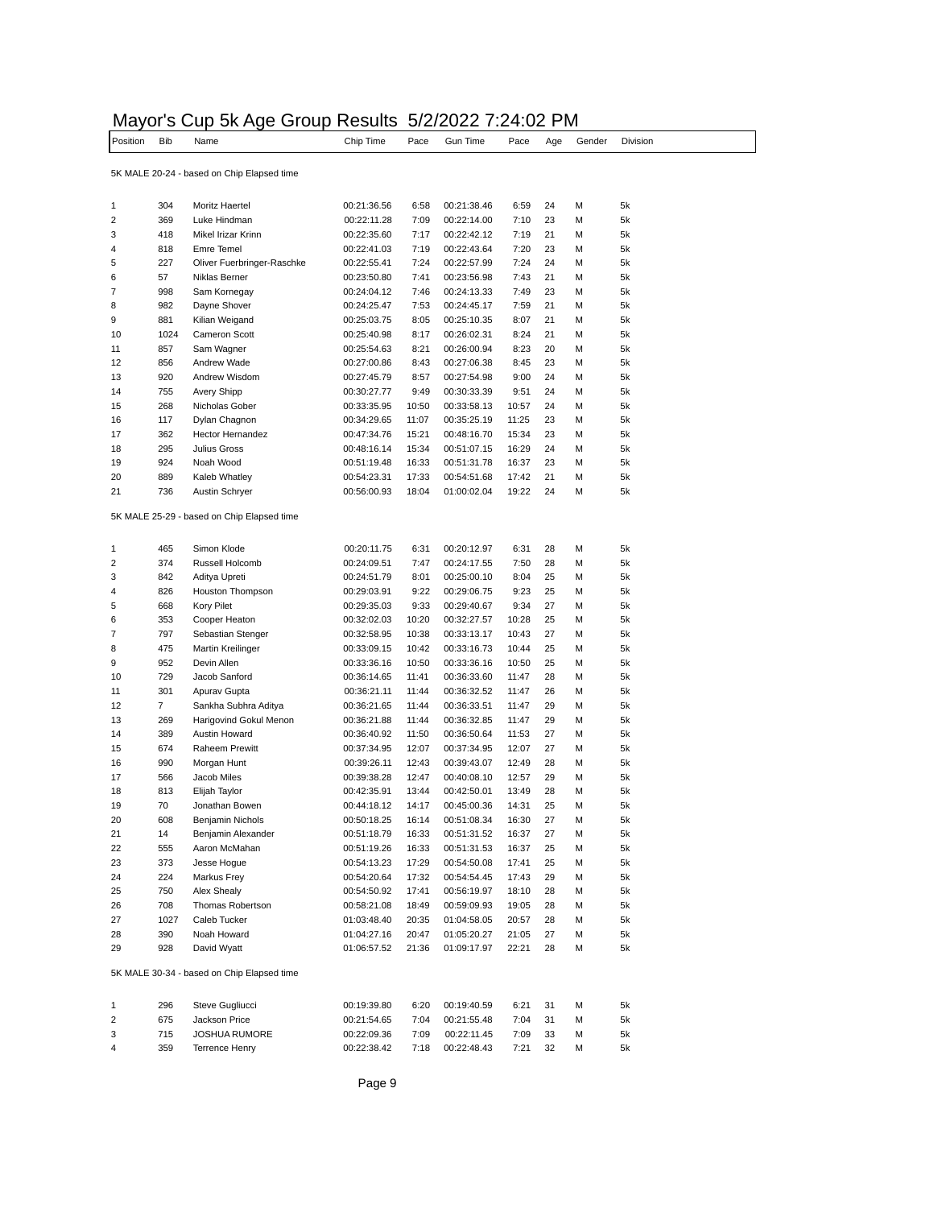# Mayor's Cup 5k Age Group Results 5/2/2022 7:24:02 PM

| Position | Bib | Name | Chip Time | Pace | Gun Time | Pace | Age | Gender | Division |
|---|---|---|---|---|---|---|---|---|---|

5K MALE 20-24 - based on Chip Elapsed time

| Position | Bib | Name | Chip Time | Pace | Gun Time | Pace | Age | Gender | Division |
|---|---|---|---|---|---|---|---|---|---|
| 1 | 304 | Moritz Haertel | 00:21:36.56 | 6:58 | 00:21:38.46 | 6:59 | 24 | M | 5k |
| 2 | 369 | Luke Hindman | 00:22:11.28 | 7:09 | 00:22:14.00 | 7:10 | 23 | M | 5k |
| 3 | 418 | Mikel Irizar Krinn | 00:22:35.60 | 7:17 | 00:22:42.12 | 7:19 | 21 | M | 5k |
| 4 | 818 | Emre Temel | 00:22:41.03 | 7:19 | 00:22:43.64 | 7:20 | 23 | M | 5k |
| 5 | 227 | Oliver Fuerbringer-Raschke | 00:22:55.41 | 7:24 | 00:22:57.99 | 7:24 | 24 | M | 5k |
| 6 | 57 | Niklas Berner | 00:23:50.80 | 7:41 | 00:23:56.98 | 7:43 | 21 | M | 5k |
| 7 | 998 | Sam Kornegay | 00:24:04.12 | 7:46 | 00:24:13.33 | 7:49 | 23 | M | 5k |
| 8 | 982 | Dayne Shover | 00:24:25.47 | 7:53 | 00:24:45.17 | 7:59 | 21 | M | 5k |
| 9 | 881 | Kilian Weigand | 00:25:03.75 | 8:05 | 00:25:10.35 | 8:07 | 21 | M | 5k |
| 10 | 1024 | Cameron Scott | 00:25:40.98 | 8:17 | 00:26:02.31 | 8:24 | 21 | M | 5k |
| 11 | 857 | Sam Wagner | 00:25:54.63 | 8:21 | 00:26:00.94 | 8:23 | 20 | M | 5k |
| 12 | 856 | Andrew Wade | 00:27:00.86 | 8:43 | 00:27:06.38 | 8:45 | 23 | M | 5k |
| 13 | 920 | Andrew Wisdom | 00:27:45.79 | 8:57 | 00:27:54.98 | 9:00 | 24 | M | 5k |
| 14 | 755 | Avery Shipp | 00:30:27.77 | 9:49 | 00:30:33.39 | 9:51 | 24 | M | 5k |
| 15 | 268 | Nicholas Gober | 00:33:35.95 | 10:50 | 00:33:58.13 | 10:57 | 24 | M | 5k |
| 16 | 117 | Dylan Chagnon | 00:34:29.65 | 11:07 | 00:35:25.19 | 11:25 | 23 | M | 5k |
| 17 | 362 | Hector Hernandez | 00:47:34.76 | 15:21 | 00:48:16.70 | 15:34 | 23 | M | 5k |
| 18 | 295 | Julius Gross | 00:48:16.14 | 15:34 | 00:51:07.15 | 16:29 | 24 | M | 5k |
| 19 | 924 | Noah Wood | 00:51:19.48 | 16:33 | 00:51:31.78 | 16:37 | 23 | M | 5k |
| 20 | 889 | Kaleb Whatley | 00:54:23.31 | 17:33 | 00:54:51.68 | 17:42 | 21 | M | 5k |
| 21 | 736 | Austin Schryer | 00:56:00.93 | 18:04 | 01:00:02.04 | 19:22 | 24 | M | 5k |

5K MALE 25-29 - based on Chip Elapsed time

| Position | Bib | Name | Chip Time | Pace | Gun Time | Pace | Age | Gender | Division |
|---|---|---|---|---|---|---|---|---|---|
| 1 | 465 | Simon Klode | 00:20:11.75 | 6:31 | 00:20:12.97 | 6:31 | 28 | M | 5k |
| 2 | 374 | Russell Holcomb | 00:24:09.51 | 7:47 | 00:24:17.55 | 7:50 | 28 | M | 5k |
| 3 | 842 | Aditya Upreti | 00:24:51.79 | 8:01 | 00:25:00.10 | 8:04 | 25 | M | 5k |
| 4 | 826 | Houston Thompson | 00:29:03.91 | 9:22 | 00:29:06.75 | 9:23 | 25 | M | 5k |
| 5 | 668 | Kory Pilet | 00:29:35.03 | 9:33 | 00:29:40.67 | 9:34 | 27 | M | 5k |
| 6 | 353 | Cooper Heaton | 00:32:02.03 | 10:20 | 00:32:27.57 | 10:28 | 25 | M | 5k |
| 7 | 797 | Sebastian Stenger | 00:32:58.95 | 10:38 | 00:33:13.17 | 10:43 | 27 | M | 5k |
| 8 | 475 | Martin Kreilinger | 00:33:09.15 | 10:42 | 00:33:16.73 | 10:44 | 25 | M | 5k |
| 9 | 952 | Devin Allen | 00:33:36.16 | 10:50 | 00:33:36.16 | 10:50 | 25 | M | 5k |
| 10 | 729 | Jacob Sanford | 00:36:14.65 | 11:41 | 00:36:33.60 | 11:47 | 28 | M | 5k |
| 11 | 301 | Apurav Gupta | 00:36:21.11 | 11:44 | 00:36:32.52 | 11:47 | 26 | M | 5k |
| 12 | 7 | Sankha Subhra Aditya | 00:36:21.65 | 11:44 | 00:36:33.51 | 11:47 | 29 | M | 5k |
| 13 | 269 | Harigovind Gokul Menon | 00:36:21.88 | 11:44 | 00:36:32.85 | 11:47 | 29 | M | 5k |
| 14 | 389 | Austin Howard | 00:36:40.92 | 11:50 | 00:36:50.64 | 11:53 | 27 | M | 5k |
| 15 | 674 | Raheem Prewitt | 00:37:34.95 | 12:07 | 00:37:34.95 | 12:07 | 27 | M | 5k |
| 16 | 990 | Morgan Hunt | 00:39:26.11 | 12:43 | 00:39:43.07 | 12:49 | 28 | M | 5k |
| 17 | 566 | Jacob Miles | 00:39:38.28 | 12:47 | 00:40:08.10 | 12:57 | 29 | M | 5k |
| 18 | 813 | Elijah Taylor | 00:42:35.91 | 13:44 | 00:42:50.01 | 13:49 | 28 | M | 5k |
| 19 | 70 | Jonathan Bowen | 00:44:18.12 | 14:17 | 00:45:00.36 | 14:31 | 25 | M | 5k |
| 20 | 608 | Benjamin Nichols | 00:50:18.25 | 16:14 | 00:51:08.34 | 16:30 | 27 | M | 5k |
| 21 | 14 | Benjamin Alexander | 00:51:18.79 | 16:33 | 00:51:31.52 | 16:37 | 27 | M | 5k |
| 22 | 555 | Aaron McMahan | 00:51:19.26 | 16:33 | 00:51:31.53 | 16:37 | 25 | M | 5k |
| 23 | 373 | Jesse Hogue | 00:54:13.23 | 17:29 | 00:54:50.08 | 17:41 | 25 | M | 5k |
| 24 | 224 | Markus Frey | 00:54:20.64 | 17:32 | 00:54:54.45 | 17:43 | 29 | M | 5k |
| 25 | 750 | Alex Shealy | 00:54:50.92 | 17:41 | 00:56:19.97 | 18:10 | 28 | M | 5k |
| 26 | 708 | Thomas Robertson | 00:58:21.08 | 18:49 | 00:59:09.93 | 19:05 | 28 | M | 5k |
| 27 | 1027 | Caleb Tucker | 01:03:48.40 | 20:35 | 01:04:58.05 | 20:57 | 28 | M | 5k |
| 28 | 390 | Noah Howard | 01:04:27.16 | 20:47 | 01:05:20.27 | 21:05 | 27 | M | 5k |
| 29 | 928 | David Wyatt | 01:06:57.52 | 21:36 | 01:09:17.97 | 22:21 | 28 | M | 5k |

5K MALE 30-34 - based on Chip Elapsed time

| Position | Bib | Name | Chip Time | Pace | Gun Time | Pace | Age | Gender | Division |
|---|---|---|---|---|---|---|---|---|---|
| 1 | 296 | Steve Gugliucci | 00:19:39.80 | 6:20 | 00:19:40.59 | 6:21 | 31 | M | 5k |
| 2 | 675 | Jackson Price | 00:21:54.65 | 7:04 | 00:21:55.48 | 7:04 | 31 | M | 5k |
| 3 | 715 | JOSHUA RUMORE | 00:22:09.36 | 7:09 | 00:22:11.45 | 7:09 | 33 | M | 5k |
| 4 | 359 | Terrence Henry | 00:22:38.42 | 7:18 | 00:22:48.43 | 7:21 | 32 | M | 5k |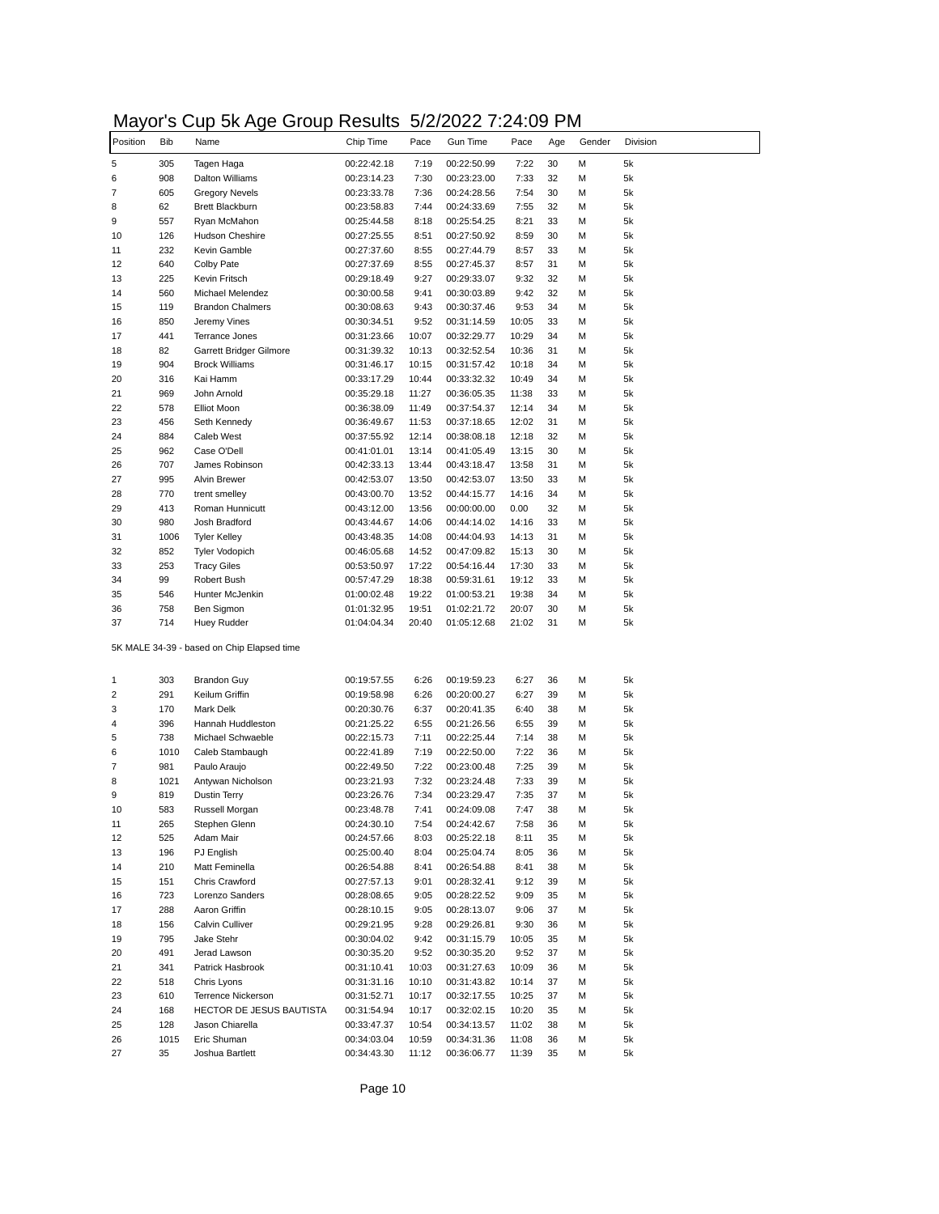# Mayor's Cup 5k Age Group Results 5/2/2022 7:24:09 PM

| Position | Bib | Name | Chip Time | Pace | Gun Time | Pace | Age | Gender | Division |
|---|---|---|---|---|---|---|---|---|---|
| 5 | 305 | Tagen Haga | 00:22:42.18 | 7:19 | 00:22:50.99 | 7:22 | 30 | M | 5k |
| 6 | 908 | Dalton Williams | 00:23:14.23 | 7:30 | 00:23:23.00 | 7:33 | 32 | M | 5k |
| 7 | 605 | Gregory Nevels | 00:23:33.78 | 7:36 | 00:24:28.56 | 7:54 | 30 | M | 5k |
| 8 | 62 | Brett Blackburn | 00:23:58.83 | 7:44 | 00:24:33.69 | 7:55 | 32 | M | 5k |
| 9 | 557 | Ryan McMahon | 00:25:44.58 | 8:18 | 00:25:54.25 | 8:21 | 33 | M | 5k |
| 10 | 126 | Hudson Cheshire | 00:27:25.55 | 8:51 | 00:27:50.92 | 8:59 | 30 | M | 5k |
| 11 | 232 | Kevin Gamble | 00:27:37.60 | 8:55 | 00:27:44.79 | 8:57 | 33 | M | 5k |
| 12 | 640 | Colby Pate | 00:27:37.69 | 8:55 | 00:27:45.37 | 8:57 | 31 | M | 5k |
| 13 | 225 | Kevin Fritsch | 00:29:18.49 | 9:27 | 00:29:33.07 | 9:32 | 32 | M | 5k |
| 14 | 560 | Michael Melendez | 00:30:00.58 | 9:41 | 00:30:03.89 | 9:42 | 32 | M | 5k |
| 15 | 119 | Brandon Chalmers | 00:30:08.63 | 9:43 | 00:30:37.46 | 9:53 | 34 | M | 5k |
| 16 | 850 | Jeremy Vines | 00:30:34.51 | 9:52 | 00:31:14.59 | 10:05 | 33 | M | 5k |
| 17 | 441 | Terrance Jones | 00:31:23.66 | 10:07 | 00:32:29.77 | 10:29 | 34 | M | 5k |
| 18 | 82 | Garrett Bridger Gilmore | 00:31:39.32 | 10:13 | 00:32:52.54 | 10:36 | 31 | M | 5k |
| 19 | 904 | Brock Williams | 00:31:46.17 | 10:15 | 00:31:57.42 | 10:18 | 34 | M | 5k |
| 20 | 316 | Kai Hamm | 00:33:17.29 | 10:44 | 00:33:32.32 | 10:49 | 34 | M | 5k |
| 21 | 969 | John Arnold | 00:35:29.18 | 11:27 | 00:36:05.35 | 11:38 | 33 | M | 5k |
| 22 | 578 | Elliot Moon | 00:36:38.09 | 11:49 | 00:37:54.37 | 12:14 | 34 | M | 5k |
| 23 | 456 | Seth Kennedy | 00:36:49.67 | 11:53 | 00:37:18.65 | 12:02 | 31 | M | 5k |
| 24 | 884 | Caleb West | 00:37:55.92 | 12:14 | 00:38:08.18 | 12:18 | 32 | M | 5k |
| 25 | 962 | Case O'Dell | 00:41:01.01 | 13:14 | 00:41:05.49 | 13:15 | 30 | M | 5k |
| 26 | 707 | James Robinson | 00:42:33.13 | 13:44 | 00:43:18.47 | 13:58 | 31 | M | 5k |
| 27 | 995 | Alvin Brewer | 00:42:53.07 | 13:50 | 00:42:53.07 | 13:50 | 33 | M | 5k |
| 28 | 770 | trent smelley | 00:43:00.70 | 13:52 | 00:44:15.77 | 14:16 | 34 | M | 5k |
| 29 | 413 | Roman Hunnicutt | 00:43:12.00 | 13:56 | 00:00:00.00 | 0.00 | 32 | M | 5k |
| 30 | 980 | Josh Bradford | 00:43:44.67 | 14:06 | 00:44:14.02 | 14:16 | 33 | M | 5k |
| 31 | 1006 | Tyler Kelley | 00:43:48.35 | 14:08 | 00:44:04.93 | 14:13 | 31 | M | 5k |
| 32 | 852 | Tyler Vodopich | 00:46:05.68 | 14:52 | 00:47:09.82 | 15:13 | 30 | M | 5k |
| 33 | 253 | Tracy Giles | 00:53:50.97 | 17:22 | 00:54:16.44 | 17:30 | 33 | M | 5k |
| 34 | 99 | Robert Bush | 00:57:47.29 | 18:38 | 00:59:31.61 | 19:12 | 33 | M | 5k |
| 35 | 546 | Hunter McJenkin | 01:00:02.48 | 19:22 | 01:00:53.21 | 19:38 | 34 | M | 5k |
| 36 | 758 | Ben Sigmon | 01:01:32.95 | 19:51 | 01:02:21.72 | 20:07 | 30 | M | 5k |
| 37 | 714 | Huey Rudder | 01:04:04.34 | 20:40 | 01:05:12.68 | 21:02 | 31 | M | 5k |

5K MALE 34-39 - based on Chip Elapsed time

| Position | Bib | Name | Chip Time | Pace | Gun Time | Pace | Age | Gender | Division |
|---|---|---|---|---|---|---|---|---|---|
| 1 | 303 | Brandon Guy | 00:19:57.55 | 6:26 | 00:19:59.23 | 6:27 | 36 | M | 5k |
| 2 | 291 | Keilum Griffin | 00:19:58.98 | 6:26 | 00:20:00.27 | 6:27 | 39 | M | 5k |
| 3 | 170 | Mark Delk | 00:20:30.76 | 6:37 | 00:20:41.35 | 6:40 | 38 | M | 5k |
| 4 | 396 | Hannah Huddleston | 00:21:25.22 | 6:55 | 00:21:26.56 | 6:55 | 39 | M | 5k |
| 5 | 738 | Michael Schwaeble | 00:22:15.73 | 7:11 | 00:22:25.44 | 7:14 | 38 | M | 5k |
| 6 | 1010 | Caleb Stambaugh | 00:22:41.89 | 7:19 | 00:22:50.00 | 7:22 | 36 | M | 5k |
| 7 | 981 | Paulo Araujo | 00:22:49.50 | 7:22 | 00:23:00.48 | 7:25 | 39 | M | 5k |
| 8 | 1021 | Antywan Nicholson | 00:23:21.93 | 7:32 | 00:23:24.48 | 7:33 | 39 | M | 5k |
| 9 | 819 | Dustin Terry | 00:23:26.76 | 7:34 | 00:23:29.47 | 7:35 | 37 | M | 5k |
| 10 | 583 | Russell Morgan | 00:23:48.78 | 7:41 | 00:24:09.08 | 7:47 | 38 | M | 5k |
| 11 | 265 | Stephen Glenn | 00:24:30.10 | 7:54 | 00:24:42.67 | 7:58 | 36 | M | 5k |
| 12 | 525 | Adam Mair | 00:24:57.66 | 8:03 | 00:25:22.18 | 8:11 | 35 | M | 5k |
| 13 | 196 | PJ English | 00:25:00.40 | 8:04 | 00:25:04.74 | 8:05 | 36 | M | 5k |
| 14 | 210 | Matt Feminella | 00:26:54.88 | 8:41 | 00:26:54.88 | 8:41 | 38 | M | 5k |
| 15 | 151 | Chris Crawford | 00:27:57.13 | 9:01 | 00:28:32.41 | 9:12 | 39 | M | 5k |
| 16 | 723 | Lorenzo Sanders | 00:28:08.65 | 9:05 | 00:28:22.52 | 9:09 | 35 | M | 5k |
| 17 | 288 | Aaron Griffin | 00:28:10.15 | 9:05 | 00:28:13.07 | 9:06 | 37 | M | 5k |
| 18 | 156 | Calvin Culliver | 00:29:21.95 | 9:28 | 00:29:26.81 | 9:30 | 36 | M | 5k |
| 19 | 795 | Jake Stehr | 00:30:04.02 | 9:42 | 00:31:15.79 | 10:05 | 35 | M | 5k |
| 20 | 491 | Jerad Lawson | 00:30:35.20 | 9:52 | 00:30:35.20 | 9:52 | 37 | M | 5k |
| 21 | 341 | Patrick Hasbrook | 00:31:10.41 | 10:03 | 00:31:27.63 | 10:09 | 36 | M | 5k |
| 22 | 518 | Chris Lyons | 00:31:31.16 | 10:10 | 00:31:43.82 | 10:14 | 37 | M | 5k |
| 23 | 610 | Terrence Nickerson | 00:31:52.71 | 10:17 | 00:32:17.55 | 10:25 | 37 | M | 5k |
| 24 | 168 | HECTOR DE JESUS BAUTISTA | 00:31:54.94 | 10:17 | 00:32:02.15 | 10:20 | 35 | M | 5k |
| 25 | 128 | Jason Chiarella | 00:33:47.37 | 10:54 | 00:34:13.57 | 11:02 | 38 | M | 5k |
| 26 | 1015 | Eric Shuman | 00:34:03.04 | 10:59 | 00:34:31.36 | 11:08 | 36 | M | 5k |
| 27 | 35 | Joshua Bartlett | 00:34:43.30 | 11:12 | 00:36:06.77 | 11:39 | 35 | M | 5k |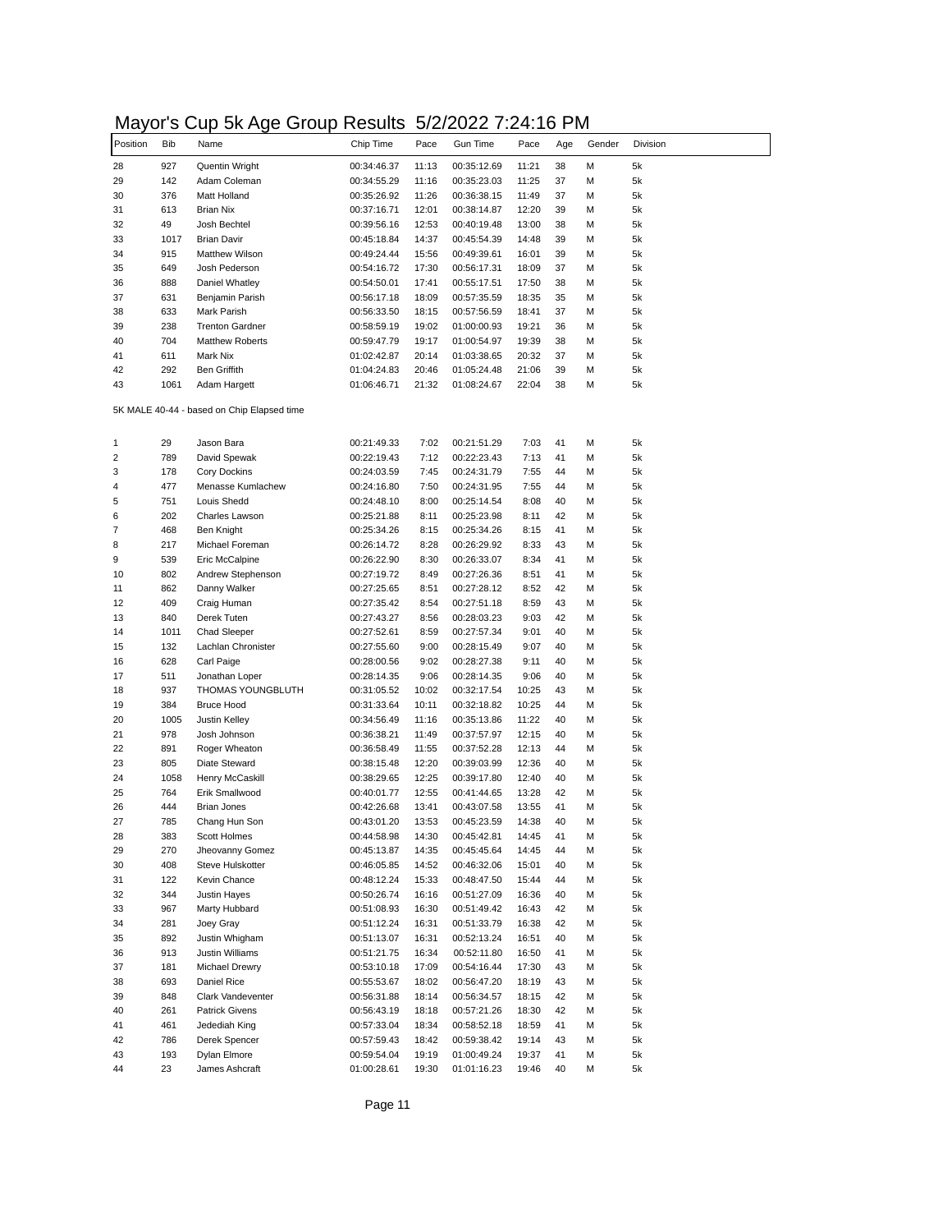# Mayor's Cup 5k Age Group Results 5/2/2022 7:24:16 PM

| Position | Bib | Name | Chip Time | Pace | Gun Time | Pace | Age | Gender | Division |
|---|---|---|---|---|---|---|---|---|---|
| 28 | 927 | Quentin Wright | 00:34:46.37 | 11:13 | 00:35:12.69 | 11:21 | 38 | M | 5k |
| 29 | 142 | Adam Coleman | 00:34:55.29 | 11:16 | 00:35:23.03 | 11:25 | 37 | M | 5k |
| 30 | 376 | Matt Holland | 00:35:26.92 | 11:26 | 00:36:38.15 | 11:49 | 37 | M | 5k |
| 31 | 613 | Brian Nix | 00:37:16.71 | 12:01 | 00:38:14.87 | 12:20 | 39 | M | 5k |
| 32 | 49 | Josh Bechtel | 00:39:56.16 | 12:53 | 00:40:19.48 | 13:00 | 38 | M | 5k |
| 33 | 1017 | Brian Davir | 00:45:18.84 | 14:37 | 00:45:54.39 | 14:48 | 39 | M | 5k |
| 34 | 915 | Matthew Wilson | 00:49:24.44 | 15:56 | 00:49:39.61 | 16:01 | 39 | M | 5k |
| 35 | 649 | Josh Pederson | 00:54:16.72 | 17:30 | 00:56:17.31 | 18:09 | 37 | M | 5k |
| 36 | 888 | Daniel Whatley | 00:54:50.01 | 17:41 | 00:55:17.51 | 17:50 | 38 | M | 5k |
| 37 | 631 | Benjamin Parish | 00:56:17.18 | 18:09 | 00:57:35.59 | 18:35 | 35 | M | 5k |
| 38 | 633 | Mark Parish | 00:56:33.50 | 18:15 | 00:57:56.59 | 18:41 | 37 | M | 5k |
| 39 | 238 | Trenton Gardner | 00:58:59.19 | 19:02 | 01:00:00.93 | 19:21 | 36 | M | 5k |
| 40 | 704 | Matthew Roberts | 00:59:47.79 | 19:17 | 01:00:54.97 | 19:39 | 38 | M | 5k |
| 41 | 611 | Mark Nix | 01:02:42.87 | 20:14 | 01:03:38.65 | 20:32 | 37 | M | 5k |
| 42 | 292 | Ben Griffith | 01:04:24.83 | 20:46 | 01:05:24.48 | 21:06 | 39 | M | 5k |
| 43 | 1061 | Adam Hargett | 01:06:46.71 | 21:32 | 01:08:24.67 | 22:04 | 38 | M | 5k |

5K MALE 40-44 - based on Chip Elapsed time

| Position | Bib | Name | Chip Time | Pace | Gun Time | Pace | Age | Gender | Division |
|---|---|---|---|---|---|---|---|---|---|
| 1 | 29 | Jason Bara | 00:21:49.33 | 7:02 | 00:21:51.29 | 7:03 | 41 | M | 5k |
| 2 | 789 | David Spewak | 00:22:19.43 | 7:12 | 00:22:23.43 | 7:13 | 41 | M | 5k |
| 3 | 178 | Cory Dockins | 00:24:03.59 | 7:45 | 00:24:31.79 | 7:55 | 44 | M | 5k |
| 4 | 477 | Menasse Kumlachew | 00:24:16.80 | 7:50 | 00:24:31.95 | 7:55 | 44 | M | 5k |
| 5 | 751 | Louis Shedd | 00:24:48.10 | 8:00 | 00:25:14.54 | 8:08 | 40 | M | 5k |
| 6 | 202 | Charles Lawson | 00:25:21.88 | 8:11 | 00:25:23.98 | 8:11 | 42 | M | 5k |
| 7 | 468 | Ben Knight | 00:25:34.26 | 8:15 | 00:25:34.26 | 8:15 | 41 | M | 5k |
| 8 | 217 | Michael Foreman | 00:26:14.72 | 8:28 | 00:26:29.92 | 8:33 | 43 | M | 5k |
| 9 | 539 | Eric McCalpine | 00:26:22.90 | 8:30 | 00:26:33.07 | 8:34 | 41 | M | 5k |
| 10 | 802 | Andrew Stephenson | 00:27:19.72 | 8:49 | 00:27:26.36 | 8:51 | 41 | M | 5k |
| 11 | 862 | Danny Walker | 00:27:25.65 | 8:51 | 00:27:28.12 | 8:52 | 42 | M | 5k |
| 12 | 409 | Craig Human | 00:27:35.42 | 8:54 | 00:27:51.18 | 8:59 | 43 | M | 5k |
| 13 | 840 | Derek Tuten | 00:27:43.27 | 8:56 | 00:28:03.23 | 9:03 | 42 | M | 5k |
| 14 | 1011 | Chad Sleeper | 00:27:52.61 | 8:59 | 00:27:57.34 | 9:01 | 40 | M | 5k |
| 15 | 132 | Lachlan Chronister | 00:27:55.60 | 9:00 | 00:28:15.49 | 9:07 | 40 | M | 5k |
| 16 | 628 | Carl Paige | 00:28:00.56 | 9:02 | 00:28:27.38 | 9:11 | 40 | M | 5k |
| 17 | 511 | Jonathan Loper | 00:28:14.35 | 9:06 | 00:28:14.35 | 9:06 | 40 | M | 5k |
| 18 | 937 | THOMAS YOUNGBLUTH | 00:31:05.52 | 10:02 | 00:32:17.54 | 10:25 | 43 | M | 5k |
| 19 | 384 | Bruce Hood | 00:31:33.64 | 10:11 | 00:32:18.82 | 10:25 | 44 | M | 5k |
| 20 | 1005 | Justin Kelley | 00:34:56.49 | 11:16 | 00:35:13.86 | 11:22 | 40 | M | 5k |
| 21 | 978 | Josh Johnson | 00:36:38.21 | 11:49 | 00:37:57.97 | 12:15 | 40 | M | 5k |
| 22 | 891 | Roger Wheaton | 00:36:58.49 | 11:55 | 00:37:52.28 | 12:13 | 44 | M | 5k |
| 23 | 805 | Diate Steward | 00:38:15.48 | 12:20 | 00:39:03.99 | 12:36 | 40 | M | 5k |
| 24 | 1058 | Henry McCaskill | 00:38:29.65 | 12:25 | 00:39:17.80 | 12:40 | 40 | M | 5k |
| 25 | 764 | Erik Smallwood | 00:40:01.77 | 12:55 | 00:41:44.65 | 13:28 | 42 | M | 5k |
| 26 | 444 | Brian Jones | 00:42:26.68 | 13:41 | 00:43:07.58 | 13:55 | 41 | M | 5k |
| 27 | 785 | Chang Hun Son | 00:43:01.20 | 13:53 | 00:45:23.59 | 14:38 | 40 | M | 5k |
| 28 | 383 | Scott Holmes | 00:44:58.98 | 14:30 | 00:45:42.81 | 14:45 | 41 | M | 5k |
| 29 | 270 | Jheovanny Gomez | 00:45:13.87 | 14:35 | 00:45:45.64 | 14:45 | 44 | M | 5k |
| 30 | 408 | Steve Hulskotter | 00:46:05.85 | 14:52 | 00:46:32.06 | 15:01 | 40 | M | 5k |
| 31 | 122 | Kevin Chance | 00:48:12.24 | 15:33 | 00:48:47.50 | 15:44 | 44 | M | 5k |
| 32 | 344 | Justin Hayes | 00:50:26.74 | 16:16 | 00:51:27.09 | 16:36 | 40 | M | 5k |
| 33 | 967 | Marty Hubbard | 00:51:08.93 | 16:30 | 00:51:49.42 | 16:43 | 42 | M | 5k |
| 34 | 281 | Joey Gray | 00:51:12.24 | 16:31 | 00:51:33.79 | 16:38 | 42 | M | 5k |
| 35 | 892 | Justin Whigham | 00:51:13.07 | 16:31 | 00:52:13.24 | 16:51 | 40 | M | 5k |
| 36 | 913 | Justin Williams | 00:51:21.75 | 16:34 | 00:52:11.80 | 16:50 | 41 | M | 5k |
| 37 | 181 | Michael Drewry | 00:53:10.18 | 17:09 | 00:54:16.44 | 17:30 | 43 | M | 5k |
| 38 | 693 | Daniel Rice | 00:55:53.67 | 18:02 | 00:56:47.20 | 18:19 | 43 | M | 5k |
| 39 | 848 | Clark Vandeventer | 00:56:31.88 | 18:14 | 00:56:34.57 | 18:15 | 42 | M | 5k |
| 40 | 261 | Patrick Givens | 00:56:43.19 | 18:18 | 00:57:21.26 | 18:30 | 42 | M | 5k |
| 41 | 461 | Jedediah King | 00:57:33.04 | 18:34 | 00:58:52.18 | 18:59 | 41 | M | 5k |
| 42 | 786 | Derek Spencer | 00:57:59.43 | 18:42 | 00:59:38.42 | 19:14 | 43 | M | 5k |
| 43 | 193 | Dylan Elmore | 00:59:54.04 | 19:19 | 01:00:49.24 | 19:37 | 41 | M | 5k |
| 44 | 23 | James Ashcraft | 01:00:28.61 | 19:30 | 01:01:16.23 | 19:46 | 40 | M | 5k |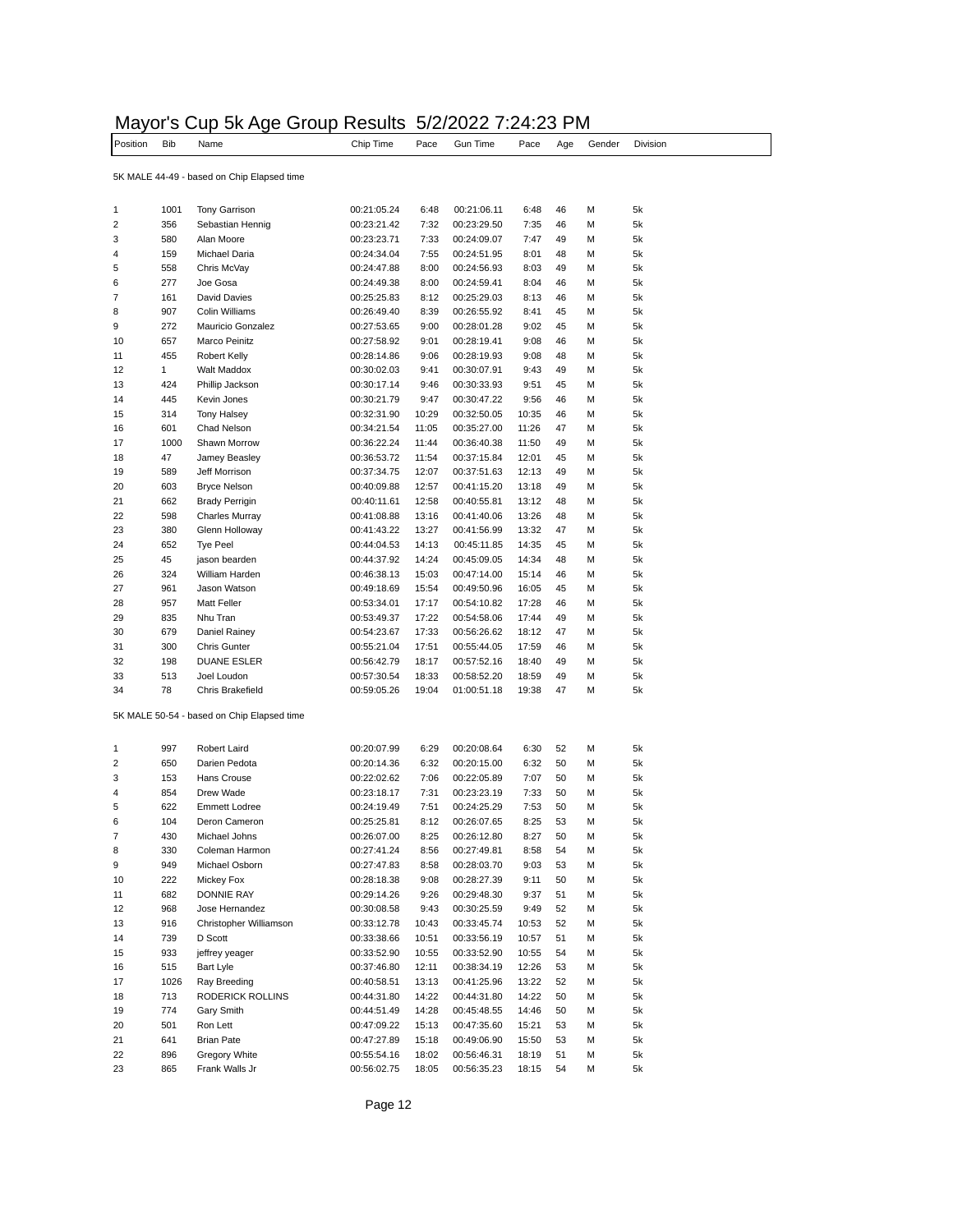# Mayor's Cup 5k Age Group Results 5/2/2022 7:24:23 PM

| Position | Bib | Name | Chip Time | Pace | Gun Time | Pace | Age | Gender | Division |
|---|---|---|---|---|---|---|---|---|---|

5K MALE 44-49 - based on Chip Elapsed time

| Position | Bib | Name | Chip Time | Pace | Gun Time | Pace | Age | Gender | Division |
|---|---|---|---|---|---|---|---|---|---|
| 1 | 1001 | Tony Garrison | 00:21:05.24 | 6:48 | 00:21:06.11 | 6:48 | 46 | M | 5k |
| 2 | 356 | Sebastian Hennig | 00:23:21.42 | 7:32 | 00:23:29.50 | 7:35 | 46 | M | 5k |
| 3 | 580 | Alan Moore | 00:23:23.71 | 7:33 | 00:24:09.07 | 7:47 | 49 | M | 5k |
| 4 | 159 | Michael Daria | 00:24:34.04 | 7:55 | 00:24:51.95 | 8:01 | 48 | M | 5k |
| 5 | 558 | Chris McVay | 00:24:47.88 | 8:00 | 00:24:56.93 | 8:03 | 49 | M | 5k |
| 6 | 277 | Joe Gosa | 00:24:49.38 | 8:00 | 00:24:59.41 | 8:04 | 46 | M | 5k |
| 7 | 161 | David Davies | 00:25:25.83 | 8:12 | 00:25:29.03 | 8:13 | 46 | M | 5k |
| 8 | 907 | Colin Williams | 00:26:49.40 | 8:39 | 00:26:55.92 | 8:41 | 45 | M | 5k |
| 9 | 272 | Mauricio Gonzalez | 00:27:53.65 | 9:00 | 00:28:01.28 | 9:02 | 45 | M | 5k |
| 10 | 657 | Marco Peinitz | 00:27:58.92 | 9:01 | 00:28:19.41 | 9:08 | 46 | M | 5k |
| 11 | 455 | Robert Kelly | 00:28:14.86 | 9:06 | 00:28:19.93 | 9:08 | 48 | M | 5k |
| 12 | 1 | Walt Maddox | 00:30:02.03 | 9:41 | 00:30:07.91 | 9:43 | 49 | M | 5k |
| 13 | 424 | Phillip Jackson | 00:30:17.14 | 9:46 | 00:30:33.93 | 9:51 | 45 | M | 5k |
| 14 | 445 | Kevin Jones | 00:30:21.79 | 9:47 | 00:30:47.22 | 9:56 | 46 | M | 5k |
| 15 | 314 | Tony Halsey | 00:32:31.90 | 10:29 | 00:32:50.05 | 10:35 | 46 | M | 5k |
| 16 | 601 | Chad Nelson | 00:34:21.54 | 11:05 | 00:35:27.00 | 11:26 | 47 | M | 5k |
| 17 | 1000 | Shawn Morrow | 00:36:22.24 | 11:44 | 00:36:40.38 | 11:50 | 49 | M | 5k |
| 18 | 47 | Jamey Beasley | 00:36:53.72 | 11:54 | 00:37:15.84 | 12:01 | 45 | M | 5k |
| 19 | 589 | Jeff Morrison | 00:37:34.75 | 12:07 | 00:37:51.63 | 12:13 | 49 | M | 5k |
| 20 | 603 | Bryce Nelson | 00:40:09.88 | 12:57 | 00:41:15.20 | 13:18 | 49 | M | 5k |
| 21 | 662 | Brady Perrigin | 00:40:11.61 | 12:58 | 00:40:55.81 | 13:12 | 48 | M | 5k |
| 22 | 598 | Charles Murray | 00:41:08.88 | 13:16 | 00:41:40.06 | 13:26 | 48 | M | 5k |
| 23 | 380 | Glenn Holloway | 00:41:43.22 | 13:27 | 00:41:56.99 | 13:32 | 47 | M | 5k |
| 24 | 652 | Tye Peel | 00:44:04.53 | 14:13 | 00:45:11.85 | 14:35 | 45 | M | 5k |
| 25 | 45 | jason bearden | 00:44:37.92 | 14:24 | 00:45:09.05 | 14:34 | 48 | M | 5k |
| 26 | 324 | William Harden | 00:46:38.13 | 15:03 | 00:47:14.00 | 15:14 | 46 | M | 5k |
| 27 | 961 | Jason Watson | 00:49:18.69 | 15:54 | 00:49:50.96 | 16:05 | 45 | M | 5k |
| 28 | 957 | Matt Feller | 00:53:34.01 | 17:17 | 00:54:10.82 | 17:28 | 46 | M | 5k |
| 29 | 835 | Nhu Tran | 00:53:49.37 | 17:22 | 00:54:58.06 | 17:44 | 49 | M | 5k |
| 30 | 679 | Daniel Rainey | 00:54:23.67 | 17:33 | 00:56:26.62 | 18:12 | 47 | M | 5k |
| 31 | 300 | Chris Gunter | 00:55:21.04 | 17:51 | 00:55:44.05 | 17:59 | 46 | M | 5k |
| 32 | 198 | DUANE ESLER | 00:56:42.79 | 18:17 | 00:57:52.16 | 18:40 | 49 | M | 5k |
| 33 | 513 | Joel Loudon | 00:57:30.54 | 18:33 | 00:58:52.20 | 18:59 | 49 | M | 5k |
| 34 | 78 | Chris Brakefield | 00:59:05.26 | 19:04 | 01:00:51.18 | 19:38 | 47 | M | 5k |

5K MALE 50-54 - based on Chip Elapsed time

| Position | Bib | Name | Chip Time | Pace | Gun Time | Pace | Age | Gender | Division |
|---|---|---|---|---|---|---|---|---|---|
| 1 | 997 | Robert Laird | 00:20:07.99 | 6:29 | 00:20:08.64 | 6:30 | 52 | M | 5k |
| 2 | 650 | Darien Pedota | 00:20:14.36 | 6:32 | 00:20:15.00 | 6:32 | 50 | M | 5k |
| 3 | 153 | Hans Crouse | 00:22:02.62 | 7:06 | 00:22:05.89 | 7:07 | 50 | M | 5k |
| 4 | 854 | Drew Wade | 00:23:18.17 | 7:31 | 00:23:23.19 | 7:33 | 50 | M | 5k |
| 5 | 622 | Emmett Lodree | 00:24:19.49 | 7:51 | 00:24:25.29 | 7:53 | 50 | M | 5k |
| 6 | 104 | Deron Cameron | 00:25:25.81 | 8:12 | 00:26:07.65 | 8:25 | 53 | M | 5k |
| 7 | 430 | Michael Johns | 00:26:07.00 | 8:25 | 00:26:12.80 | 8:27 | 50 | M | 5k |
| 8 | 330 | Coleman Harmon | 00:27:41.24 | 8:56 | 00:27:49.81 | 8:58 | 54 | M | 5k |
| 9 | 949 | Michael Osborn | 00:27:47.83 | 8:58 | 00:28:03.70 | 9:03 | 53 | M | 5k |
| 10 | 222 | Mickey Fox | 00:28:18.38 | 9:08 | 00:28:27.39 | 9:11 | 50 | M | 5k |
| 11 | 682 | DONNIE RAY | 00:29:14.26 | 9:26 | 00:29:48.30 | 9:37 | 51 | M | 5k |
| 12 | 968 | Jose Hernandez | 00:30:08.58 | 9:43 | 00:30:25.59 | 9:49 | 52 | M | 5k |
| 13 | 916 | Christopher Williamson | 00:33:12.78 | 10:43 | 00:33:45.74 | 10:53 | 52 | M | 5k |
| 14 | 739 | D Scott | 00:33:38.66 | 10:51 | 00:33:56.19 | 10:57 | 51 | M | 5k |
| 15 | 933 | jeffrey yeager | 00:33:52.90 | 10:55 | 00:33:52.90 | 10:55 | 54 | M | 5k |
| 16 | 515 | Bart Lyle | 00:37:46.80 | 12:11 | 00:38:34.19 | 12:26 | 53 | M | 5k |
| 17 | 1026 | Ray Breeding | 00:40:58.51 | 13:13 | 00:41:25.96 | 13:22 | 52 | M | 5k |
| 18 | 713 | RODERICK ROLLINS | 00:44:31.80 | 14:22 | 00:44:31.80 | 14:22 | 50 | M | 5k |
| 19 | 774 | Gary Smith | 00:44:51.49 | 14:28 | 00:45:48.55 | 14:46 | 50 | M | 5k |
| 20 | 501 | Ron Lett | 00:47:09.22 | 15:13 | 00:47:35.60 | 15:21 | 53 | M | 5k |
| 21 | 641 | Brian Pate | 00:47:27.89 | 15:18 | 00:49:06.90 | 15:50 | 53 | M | 5k |
| 22 | 896 | Gregory White | 00:55:54.16 | 18:02 | 00:56:46.31 | 18:19 | 51 | M | 5k |
| 23 | 865 | Frank Walls Jr | 00:56:02.75 | 18:05 | 00:56:35.23 | 18:15 | 54 | M | 5k |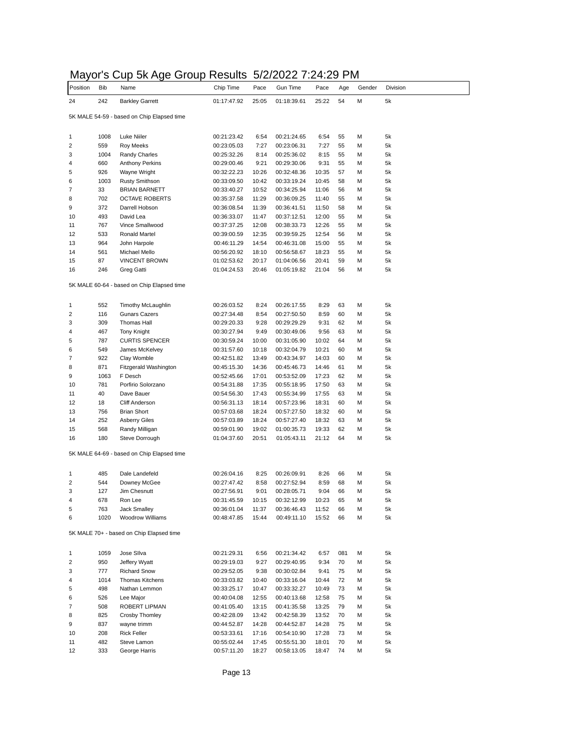# Mayor's Cup 5k Age Group Results 5/2/2022 7:24:29 PM

| Position | Bib | Name | Chip Time | Pace | Gun Time | Pace | Age | Gender | Division |
|---|---|---|---|---|---|---|---|---|---|
| 24 | 242 | Barkley Garrett | 01:17:47.92 | 25:05 | 01:18:39.61 | 25:22 | 54 | M | 5k |

5K MALE 54-59 - based on Chip Elapsed time

| Position | Bib | Name | Chip Time | Pace | Gun Time | Pace | Age | Gender | Division |
|---|---|---|---|---|---|---|---|---|---|
| 1 | 1008 | Luke Niiler | 00:21:23.42 | 6:54 | 00:21:24.65 | 6:54 | 55 | M | 5k |
| 2 | 559 | Roy Meeks | 00:23:05.03 | 7:27 | 00:23:06.31 | 7:27 | 55 | M | 5k |
| 3 | 1004 | Randy Charles | 00:25:32.26 | 8:14 | 00:25:36.02 | 8:15 | 55 | M | 5k |
| 4 | 660 | Anthony Perkins | 00:29:00.46 | 9:21 | 00:29:30.06 | 9:31 | 55 | M | 5k |
| 5 | 926 | Wayne Wright | 00:32:22.23 | 10:26 | 00:32:48.36 | 10:35 | 57 | M | 5k |
| 6 | 1003 | Rusty Smithson | 00:33:09.50 | 10:42 | 00:33:19.24 | 10:45 | 58 | M | 5k |
| 7 | 33 | BRIAN BARNETT | 00:33:40.27 | 10:52 | 00:34:25.94 | 11:06 | 56 | M | 5k |
| 8 | 702 | OCTAVE ROBERTS | 00:35:37.58 | 11:29 | 00:36:09.25 | 11:40 | 55 | M | 5k |
| 9 | 372 | Darrell Hobson | 00:36:08.54 | 11:39 | 00:36:41.51 | 11:50 | 58 | M | 5k |
| 10 | 493 | David Lea | 00:36:33.07 | 11:47 | 00:37:12.51 | 12:00 | 55 | M | 5k |
| 11 | 767 | Vince Smallwood | 00:37:37.25 | 12:08 | 00:38:33.73 | 12:26 | 55 | M | 5k |
| 12 | 533 | Ronald Martel | 00:39:00.59 | 12:35 | 00:39:59.25 | 12:54 | 56 | M | 5k |
| 13 | 964 | John Harpole | 00:46:11.29 | 14:54 | 00:46:31.08 | 15:00 | 55 | M | 5k |
| 14 | 561 | Michael Mello | 00:56:20.92 | 18:10 | 00:56:58.67 | 18:23 | 55 | M | 5k |
| 15 | 87 | VINCENT BROWN | 01:02:53.62 | 20:17 | 01:04:06.56 | 20:41 | 59 | M | 5k |
| 16 | 246 | Greg Gatti | 01:04:24.53 | 20:46 | 01:05:19.82 | 21:04 | 56 | M | 5k |

5K MALE 60-64 - based on Chip Elapsed time

| Position | Bib | Name | Chip Time | Pace | Gun Time | Pace | Age | Gender | Division |
|---|---|---|---|---|---|---|---|---|---|
| 1 | 552 | Timothy McLaughlin | 00:26:03.52 | 8:24 | 00:26:17.55 | 8:29 | 63 | M | 5k |
| 2 | 116 | Gunars Cazers | 00:27:34.48 | 8:54 | 00:27:50.50 | 8:59 | 60 | M | 5k |
| 3 | 309 | Thomas Hall | 00:29:20.33 | 9:28 | 00:29:29.29 | 9:31 | 62 | M | 5k |
| 4 | 467 | Tony Knight | 00:30:27.94 | 9:49 | 00:30:49.06 | 9:56 | 63 | M | 5k |
| 5 | 787 | CURTIS SPENCER | 00:30:59.24 | 10:00 | 00:31:05.90 | 10:02 | 64 | M | 5k |
| 6 | 549 | James McKelvey | 00:31:57.60 | 10:18 | 00:32:04.79 | 10:21 | 60 | M | 5k |
| 7 | 922 | Clay Womble | 00:42:51.82 | 13:49 | 00:43:34.97 | 14:03 | 60 | M | 5k |
| 8 | 871 | Fitzgerald Washington | 00:45:15.30 | 14:36 | 00:45:46.73 | 14:46 | 61 | M | 5k |
| 9 | 1063 | F Desch | 00:52:45.66 | 17:01 | 00:53:52.09 | 17:23 | 62 | M | 5k |
| 10 | 781 | Porfirio Solorzano | 00:54:31.88 | 17:35 | 00:55:18.95 | 17:50 | 63 | M | 5k |
| 11 | 40 | Dave Bauer | 00:54:56.30 | 17:43 | 00:55:34.99 | 17:55 | 63 | M | 5k |
| 12 | 18 | Cliff Anderson | 00:56:31.13 | 18:14 | 00:57:23.96 | 18:31 | 60 | M | 5k |
| 13 | 756 | Brian Short | 00:57:03.68 | 18:24 | 00:57:27.50 | 18:32 | 60 | M | 5k |
| 14 | 252 | Asberry Giles | 00:57:03.89 | 18:24 | 00:57:27.40 | 18:32 | 63 | M | 5k |
| 15 | 568 | Randy Milligan | 00:59:01.90 | 19:02 | 01:00:35.73 | 19:33 | 62 | M | 5k |
| 16 | 180 | Steve Dorrough | 01:04:37.60 | 20:51 | 01:05:43.11 | 21:12 | 64 | M | 5k |

5K MALE 64-69 - based on Chip Elapsed time

| Position | Bib | Name | Chip Time | Pace | Gun Time | Pace | Age | Gender | Division |
|---|---|---|---|---|---|---|---|---|---|
| 1 | 485 | Dale Landefeld | 00:26:04.16 | 8:25 | 00:26:09.91 | 8:26 | 66 | M | 5k |
| 2 | 544 | Downey McGee | 00:27:47.42 | 8:58 | 00:27:52.94 | 8:59 | 68 | M | 5k |
| 3 | 127 | Jim Chesnutt | 00:27:56.91 | 9:01 | 00:28:05.71 | 9:04 | 66 | M | 5k |
| 4 | 678 | Ron Lee | 00:31:45.59 | 10:15 | 00:32:12.99 | 10:23 | 65 | M | 5k |
| 5 | 763 | Jack Smalley | 00:36:01.04 | 11:37 | 00:36:46.43 | 11:52 | 66 | M | 5k |
| 6 | 1020 | Woodrow Williams | 00:48:47.85 | 15:44 | 00:49:11.10 | 15:52 | 66 | M | 5k |

5K MALE 70+ - based on Chip Elapsed time

| Position | Bib | Name | Chip Time | Pace | Gun Time | Pace | Age | Gender | Division |
|---|---|---|---|---|---|---|---|---|---|
| 1 | 1059 | Jose SIlva | 00:21:29.31 | 6:56 | 00:21:34.42 | 6:57 | 081 | M | 5k |
| 2 | 950 | Jeffery Wyatt | 00:29:19.03 | 9:27 | 00:29:40.95 | 9:34 | 70 | M | 5k |
| 3 | 777 | Richard Snow | 00:29:52.05 | 9:38 | 00:30:02.84 | 9:41 | 75 | M | 5k |
| 4 | 1014 | Thomas Kitchens | 00:33:03.82 | 10:40 | 00:33:16.04 | 10:44 | 72 | M | 5k |
| 5 | 498 | Nathan Lemmon | 00:33:25.17 | 10:47 | 00:33:32.27 | 10:49 | 73 | M | 5k |
| 6 | 526 | Lee Major | 00:40:04.08 | 12:55 | 00:40:13.68 | 12:58 | 75 | M | 5k |
| 7 | 508 | ROBERT LIPMAN | 00:41:05.40 | 13:15 | 00:41:35.58 | 13:25 | 79 | M | 5k |
| 8 | 825 | Crosby Thomley | 00:42:28.09 | 13:42 | 00:42:58.39 | 13:52 | 70 | M | 5k |
| 9 | 837 | wayne trimm | 00:44:52.87 | 14:28 | 00:44:52.87 | 14:28 | 75 | M | 5k |
| 10 | 208 | Rick Feller | 00:53:33.61 | 17:16 | 00:54:10.90 | 17:28 | 73 | M | 5k |
| 11 | 482 | Steve Lamon | 00:55:02.44 | 17:45 | 00:55:51.30 | 18:01 | 70 | M | 5k |
| 12 | 333 | George Harris | 00:57:11.20 | 18:27 | 00:58:13.05 | 18:47 | 74 | M | 5k |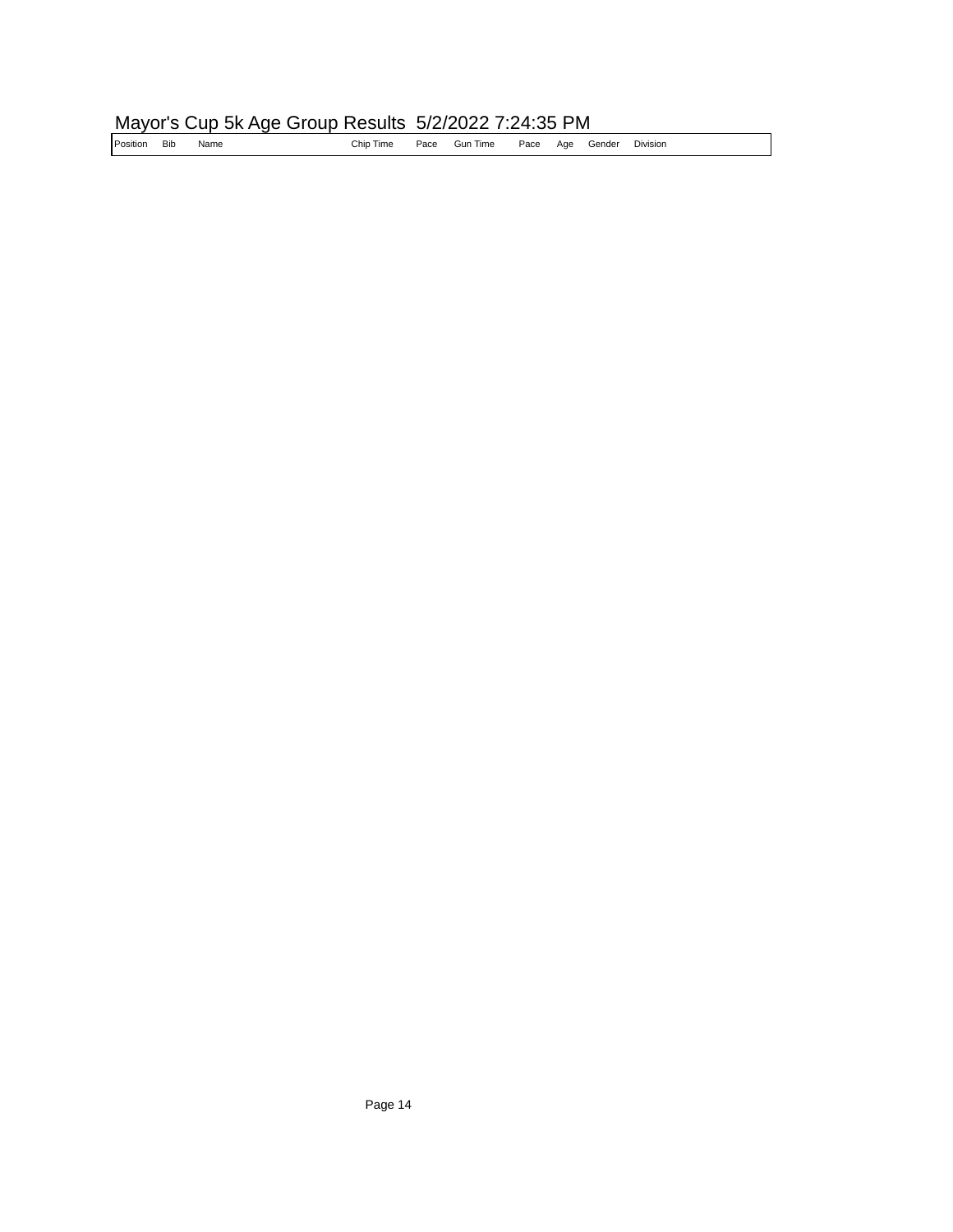# Mayor's Cup 5k Age Group Results 5/2/2022 7:24:35 PM

| Position | Bib | Name | Chip Time | Pace | Gun Time | Pace | Age | Gender | Division |
|---|---|---|---|---|---|---|---|---|---|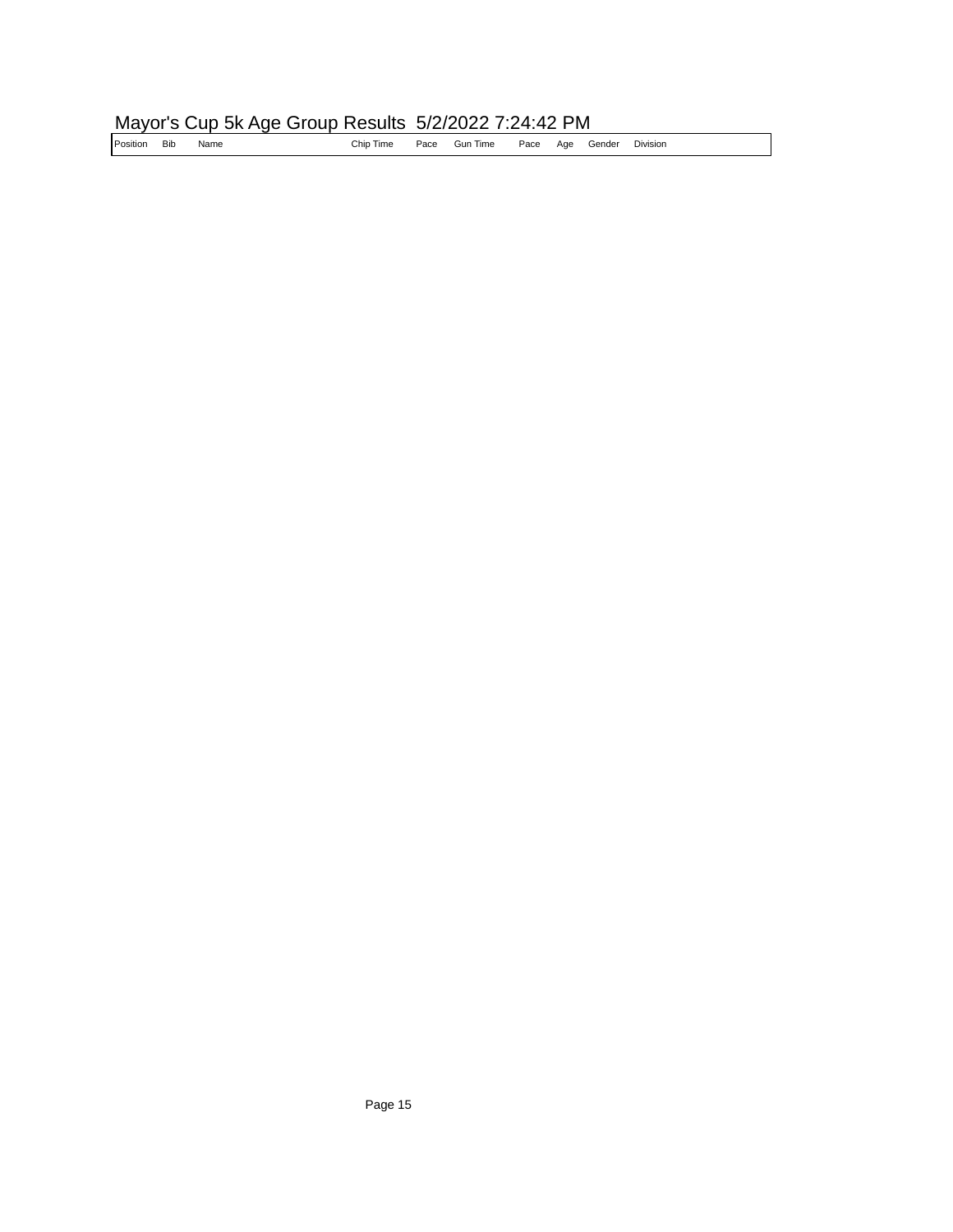# Mayor's Cup 5k Age Group Results 5/2/2022 7:24:42 PM

| Position | Bib | Name | Chip Time | Pace | Gun Time | Pace | Age | Gender | Division |
|---|---|---|---|---|---|---|---|---|---|